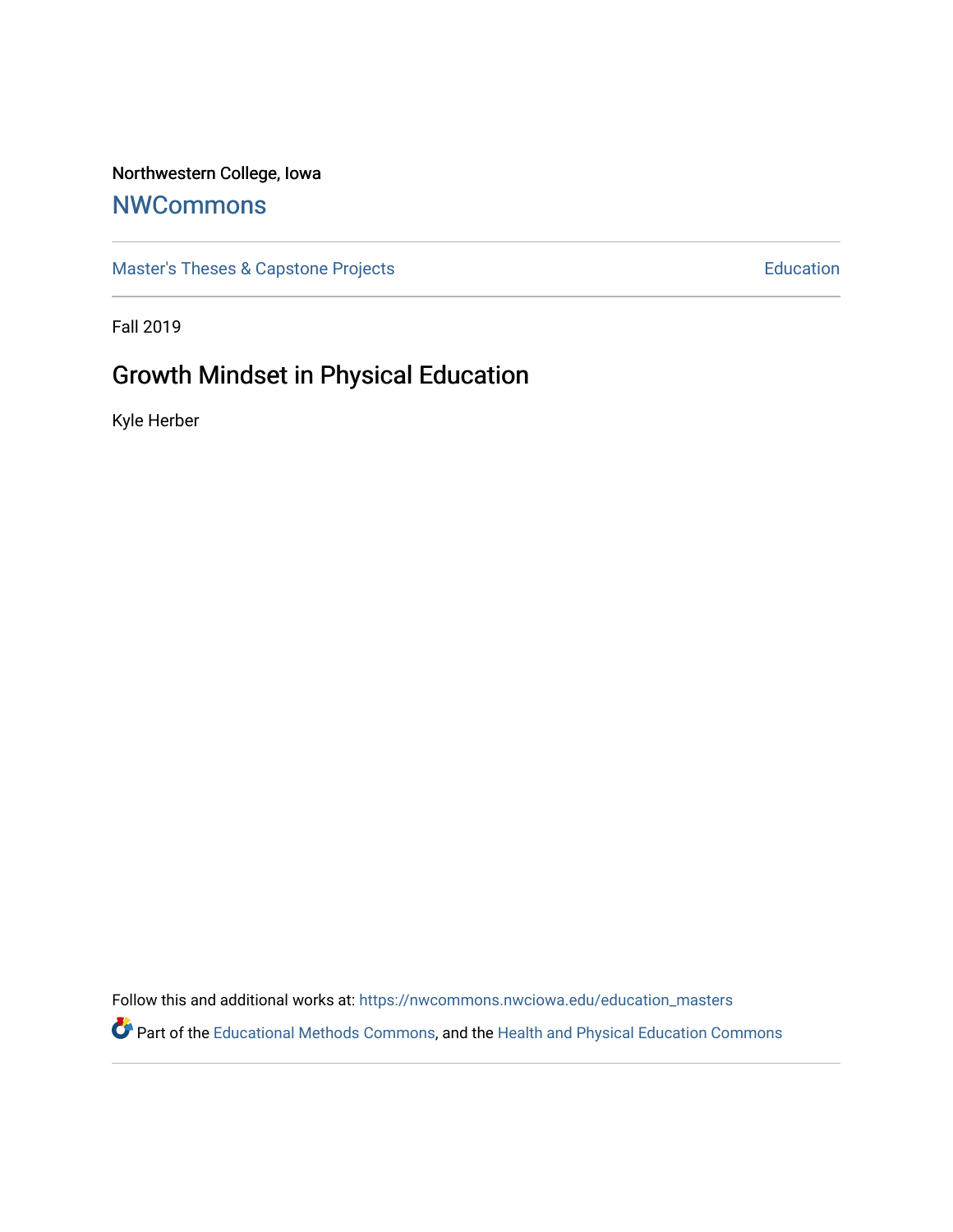Northwestern College, Iowa

# NWCommons

Master's Theses & Capstone Projects | Education

Fall 2019

## Growth Mindset in Physical Education

Kyle Herber

Follow this and additional works at: https://nwcommons.nwciowa.edu/education_masters

Part of the Educational Methods Commons, and the Health and Physical Education Commons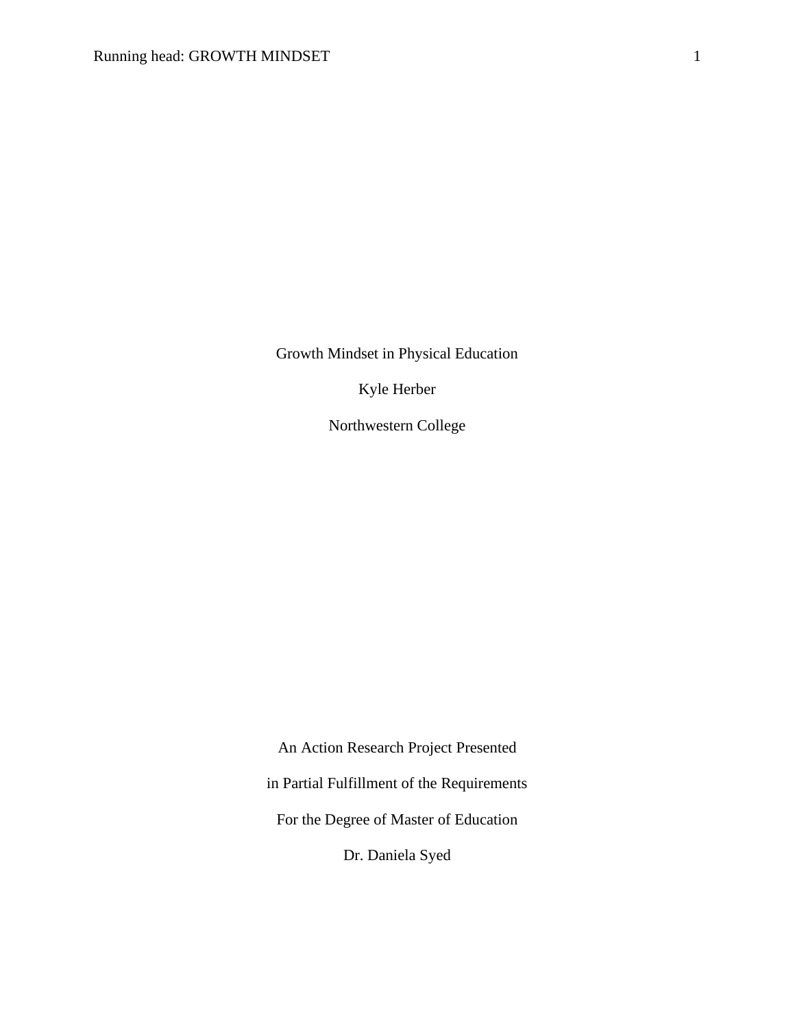Growth Mindset in Physical Education

Kyle Herber

Northwestern College

An Action Research Project Presented

in Partial Fulfillment of the Requirements

For the Degree of Master of Education

Dr. Daniela Syed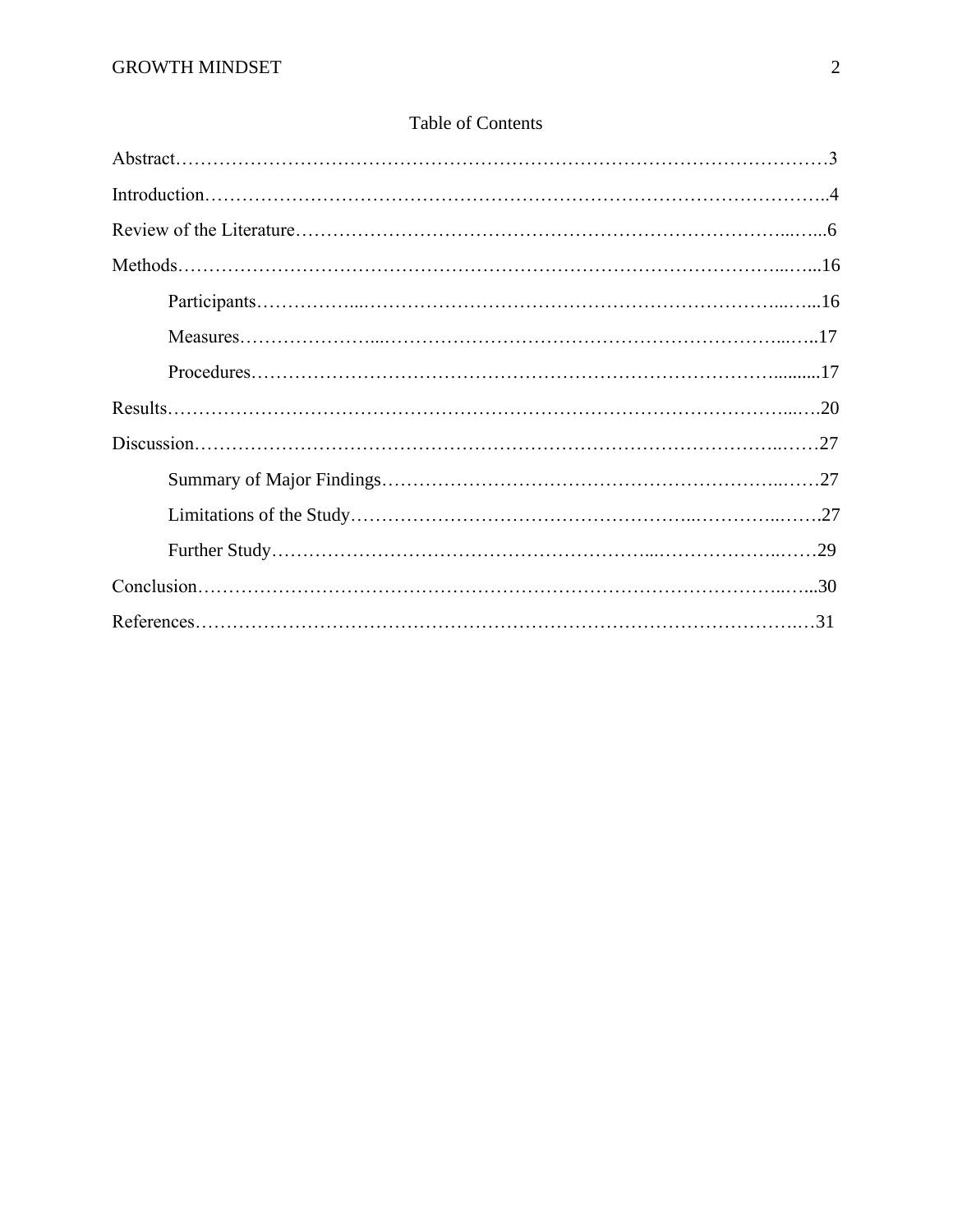# Table of Contents

Abstract……………………………………………………………………………………………3

Introduction………………………………………………………………………………………..4

Review of the Literature……………………………………………………………………...…...6

Methods……………………………………………………………………………………...…...16

- Participants……………...……………………………………………………………...…...16
- Measures…………………...………………………………………………………...…..17
- Procedures…………………………………………………………………………..........17

Results…………………………………………………………………………………………...…20

Discussion……………………………………………………………………………………..……27

- Summary of Major Findings…………………………………………………………..……27
- Limitations of the Study……………………………………………………..…………..…….27
- Further Study…………………………………………………...…………………..……29

Conclusion……………………………………………………………………………………..…...30

References……………………………………………………………………………………..…31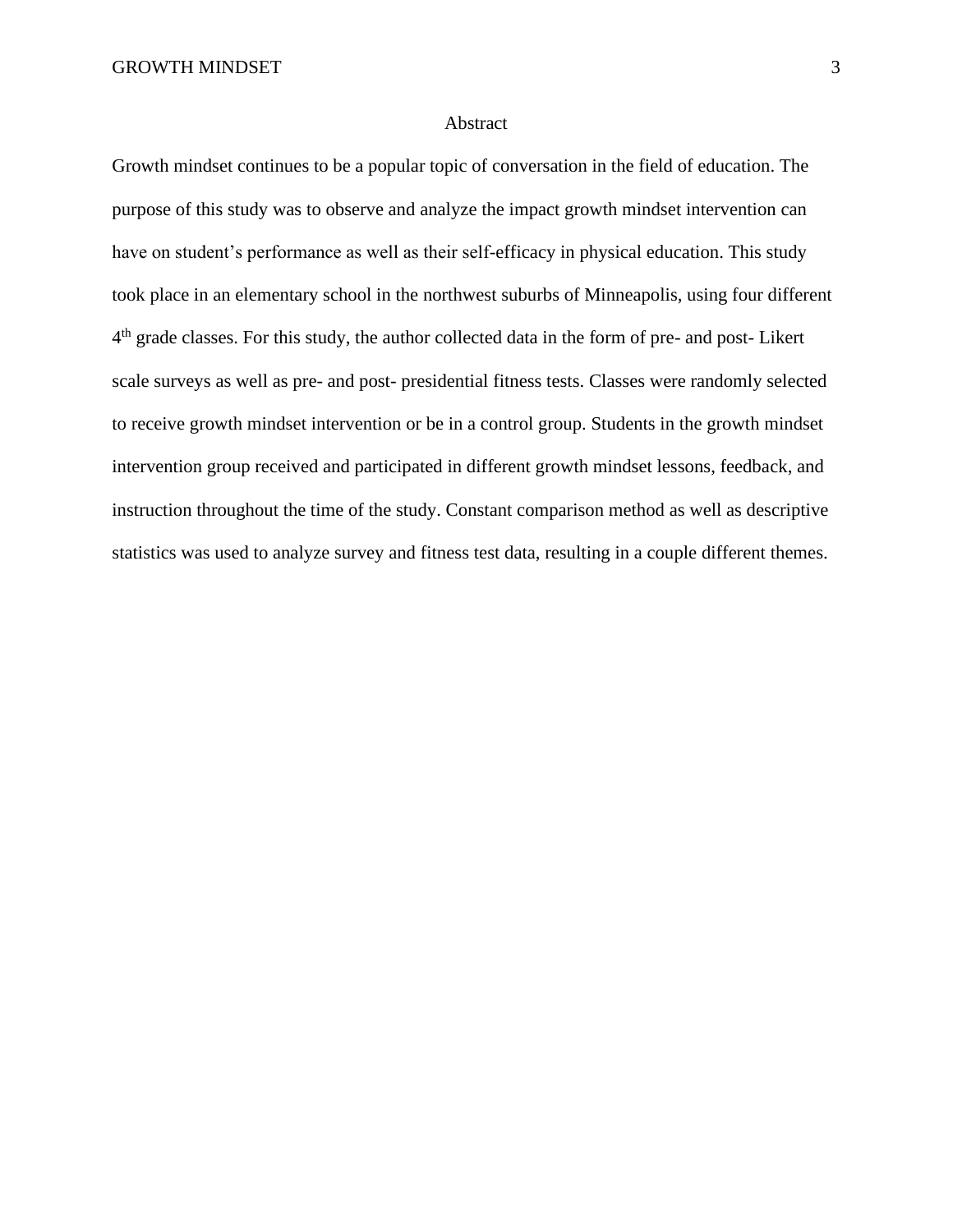# Abstract

Growth mindset continues to be a popular topic of conversation in the field of education. The purpose of this study was to observe and analyze the impact growth mindset intervention can have on student's performance as well as their self-efficacy in physical education. This study took place in an elementary school in the northwest suburbs of Minneapolis, using four different 4th grade classes. For this study, the author collected data in the form of pre- and post- Likert scale surveys as well as pre- and post- presidential fitness tests. Classes were randomly selected to receive growth mindset intervention or be in a control group. Students in the growth mindset intervention group received and participated in different growth mindset lessons, feedback, and instruction throughout the time of the study. Constant comparison method as well as descriptive statistics was used to analyze survey and fitness test data, resulting in a couple different themes.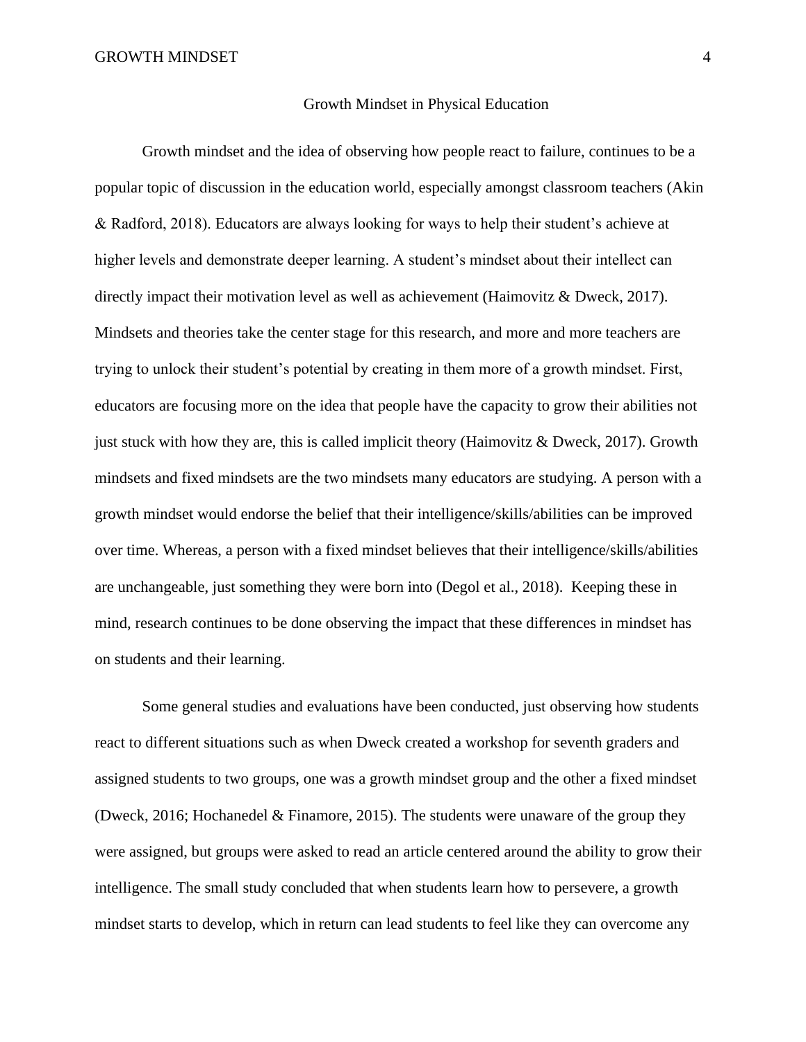# Growth Mindset in Physical Education

Growth mindset and the idea of observing how people react to failure, continues to be a popular topic of discussion in the education world, especially amongst classroom teachers (Akin & Radford, 2018). Educators are always looking for ways to help their student's achieve at higher levels and demonstrate deeper learning. A student's mindset about their intellect can directly impact their motivation level as well as achievement (Haimovitz & Dweck, 2017). Mindsets and theories take the center stage for this research, and more and more teachers are trying to unlock their student's potential by creating in them more of a growth mindset. First, educators are focusing more on the idea that people have the capacity to grow their abilities not just stuck with how they are, this is called implicit theory (Haimovitz & Dweck, 2017). Growth mindsets and fixed mindsets are the two mindsets many educators are studying. A person with a growth mindset would endorse the belief that their intelligence/skills/abilities can be improved over time. Whereas, a person with a fixed mindset believes that their intelligence/skills/abilities are unchangeable, just something they were born into (Degol et al., 2018). Keeping these in mind, research continues to be done observing the impact that these differences in mindset has on students and their learning.

Some general studies and evaluations have been conducted, just observing how students react to different situations such as when Dweck created a workshop for seventh graders and assigned students to two groups, one was a growth mindset group and the other a fixed mindset (Dweck, 2016; Hochanedel & Finamore, 2015). The students were unaware of the group they were assigned, but groups were asked to read an article centered around the ability to grow their intelligence. The small study concluded that when students learn how to persevere, a growth mindset starts to develop, which in return can lead students to feel like they can overcome any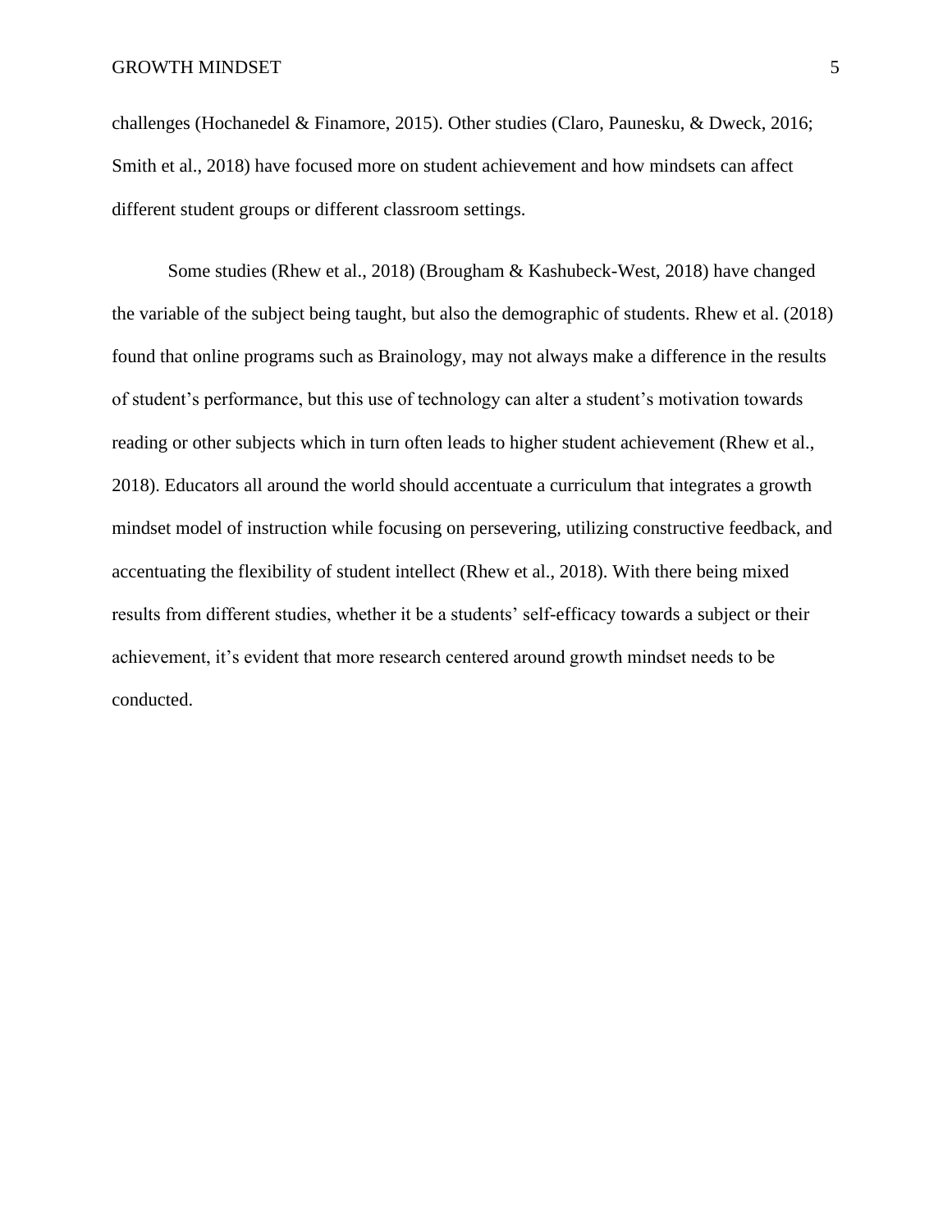challenges (Hochanedel & Finamore, 2015). Other studies (Claro, Paunesku, & Dweck, 2016; Smith et al., 2018) have focused more on student achievement and how mindsets can affect different student groups or different classroom settings.

Some studies (Rhew et al., 2018) (Brougham & Kashubeck-West, 2018) have changed the variable of the subject being taught, but also the demographic of students. Rhew et al. (2018) found that online programs such as Brainology, may not always make a difference in the results of student's performance, but this use of technology can alter a student's motivation towards reading or other subjects which in turn often leads to higher student achievement (Rhew et al., 2018). Educators all around the world should accentuate a curriculum that integrates a growth mindset model of instruction while focusing on persevering, utilizing constructive feedback, and accentuating the flexibility of student intellect (Rhew et al., 2018). With there being mixed results from different studies, whether it be a students' self-efficacy towards a subject or their achievement, it's evident that more research centered around growth mindset needs to be conducted.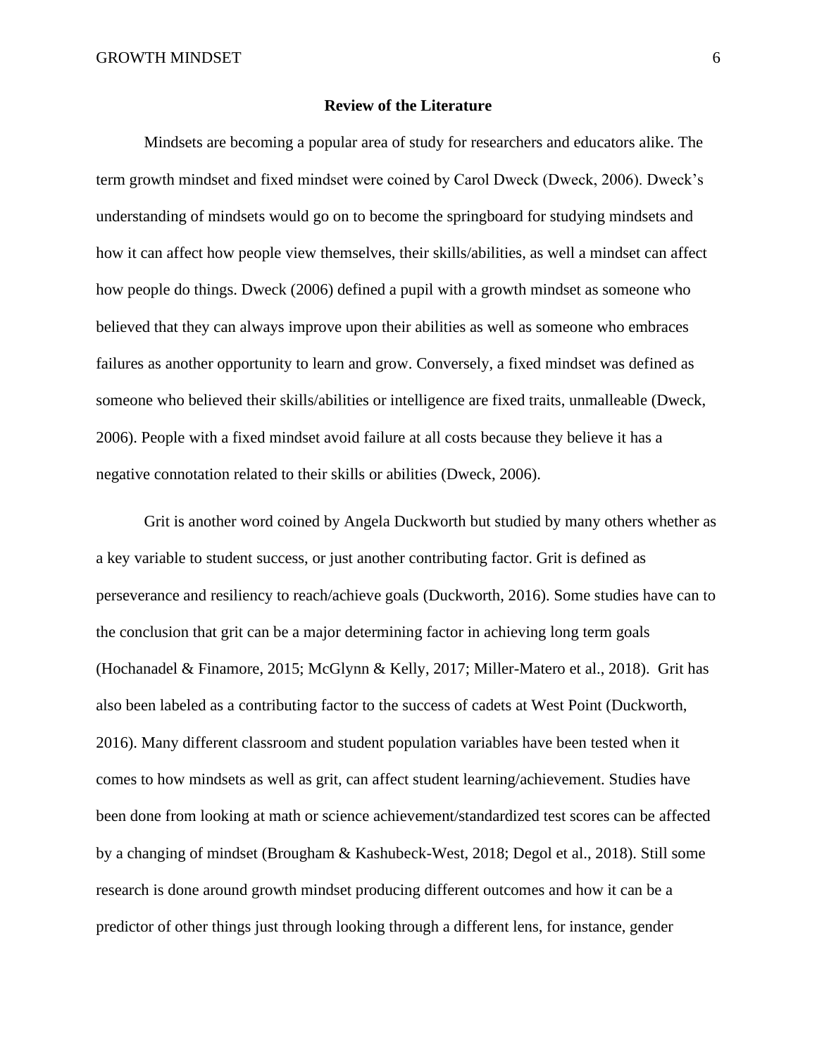## Review of the Literature

Mindsets are becoming a popular area of study for researchers and educators alike. The term growth mindset and fixed mindset were coined by Carol Dweck (Dweck, 2006). Dweck's understanding of mindsets would go on to become the springboard for studying mindsets and how it can affect how people view themselves, their skills/abilities, as well a mindset can affect how people do things. Dweck (2006) defined a pupil with a growth mindset as someone who believed that they can always improve upon their abilities as well as someone who embraces failures as another opportunity to learn and grow. Conversely, a fixed mindset was defined as someone who believed their skills/abilities or intelligence are fixed traits, unmalleable (Dweck, 2006). People with a fixed mindset avoid failure at all costs because they believe it has a negative connotation related to their skills or abilities (Dweck, 2006).

Grit is another word coined by Angela Duckworth but studied by many others whether as a key variable to student success, or just another contributing factor. Grit is defined as perseverance and resiliency to reach/achieve goals (Duckworth, 2016). Some studies have can to the conclusion that grit can be a major determining factor in achieving long term goals (Hochanadel & Finamore, 2015; McGlynn & Kelly, 2017; Miller-Matero et al., 2018). Grit has also been labeled as a contributing factor to the success of cadets at West Point (Duckworth, 2016). Many different classroom and student population variables have been tested when it comes to how mindsets as well as grit, can affect student learning/achievement. Studies have been done from looking at math or science achievement/standardized test scores can be affected by a changing of mindset (Brougham & Kashubeck-West, 2018; Degol et al., 2018). Still some research is done around growth mindset producing different outcomes and how it can be a predictor of other things just through looking through a different lens, for instance, gender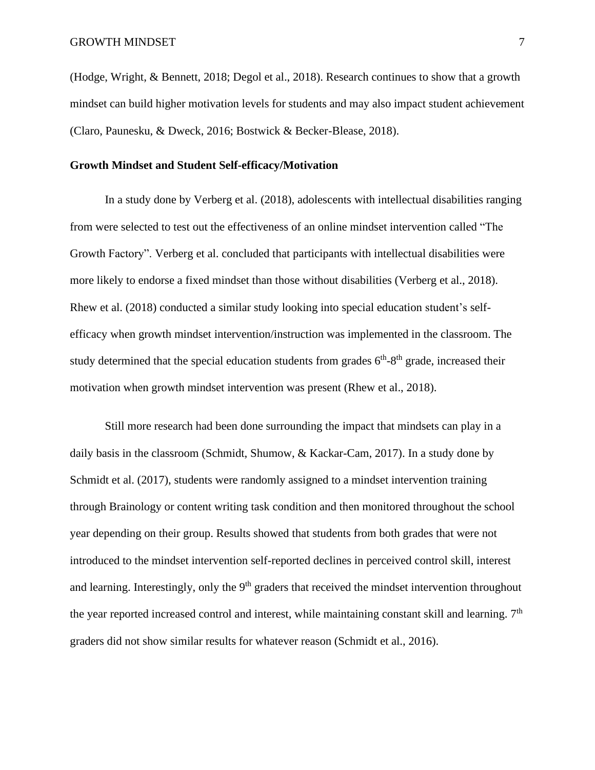(Hodge, Wright, & Bennett, 2018; Degol et al., 2018). Research continues to show that a growth mindset can build higher motivation levels for students and may also impact student achievement (Claro, Paunesku, & Dweck, 2016; Bostwick & Becker-Blease, 2018).

**Growth Mindset and Student Self-efficacy/Motivation**

In a study done by Verberg et al. (2018), adolescents with intellectual disabilities ranging from were selected to test out the effectiveness of an online mindset intervention called "The Growth Factory". Verberg et al. concluded that participants with intellectual disabilities were more likely to endorse a fixed mindset than those without disabilities (Verberg et al., 2018). Rhew et al. (2018) conducted a similar study looking into special education student's self-efficacy when growth mindset intervention/instruction was implemented in the classroom. The study determined that the special education students from grades 6th-8th grade, increased their motivation when growth mindset intervention was present (Rhew et al., 2018).

Still more research had been done surrounding the impact that mindsets can play in a daily basis in the classroom (Schmidt, Shumow, & Kackar-Cam, 2017). In a study done by Schmidt et al. (2017), students were randomly assigned to a mindset intervention training through Brainology or content writing task condition and then monitored throughout the school year depending on their group. Results showed that students from both grades that were not introduced to the mindset intervention self-reported declines in perceived control skill, interest and learning. Interestingly, only the 9th graders that received the mindset intervention throughout the year reported increased control and interest, while maintaining constant skill and learning. 7th graders did not show similar results for whatever reason (Schmidt et al., 2016).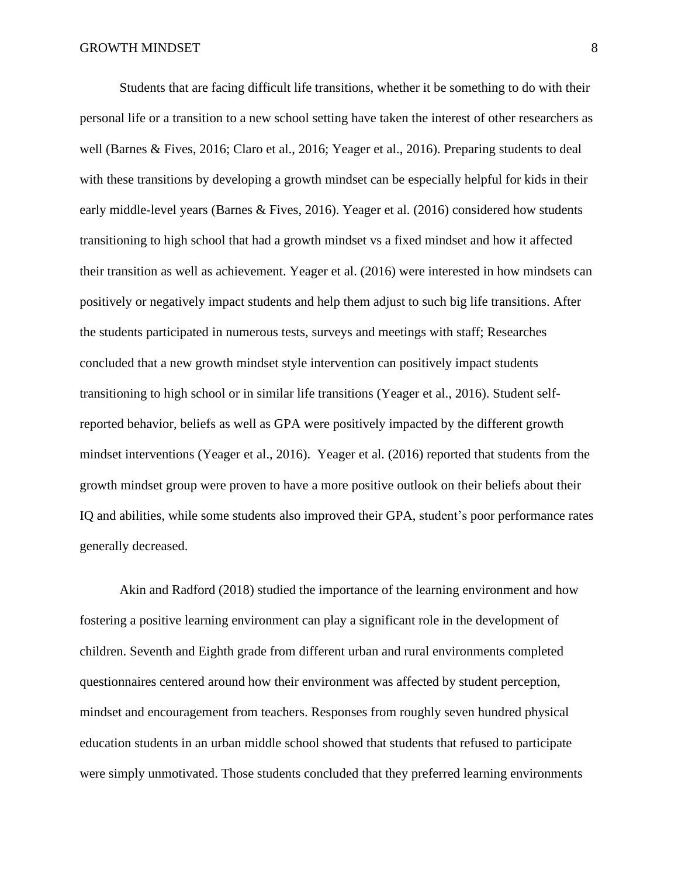Students that are facing difficult life transitions, whether it be something to do with their personal life or a transition to a new school setting have taken the interest of other researchers as well (Barnes & Fives, 2016; Claro et al., 2016; Yeager et al., 2016). Preparing students to deal with these transitions by developing a growth mindset can be especially helpful for kids in their early middle-level years (Barnes & Fives, 2016). Yeager et al. (2016) considered how students transitioning to high school that had a growth mindset vs a fixed mindset and how it affected their transition as well as achievement. Yeager et al. (2016) were interested in how mindsets can positively or negatively impact students and help them adjust to such big life transitions. After the students participated in numerous tests, surveys and meetings with staff; Researches concluded that a new growth mindset style intervention can positively impact students transitioning to high school or in similar life transitions (Yeager et al., 2016). Student self-reported behavior, beliefs as well as GPA were positively impacted by the different growth mindset interventions (Yeager et al., 2016). Yeager et al. (2016) reported that students from the growth mindset group were proven to have a more positive outlook on their beliefs about their IQ and abilities, while some students also improved their GPA, student's poor performance rates generally decreased.

Akin and Radford (2018) studied the importance of the learning environment and how fostering a positive learning environment can play a significant role in the development of children. Seventh and Eighth grade from different urban and rural environments completed questionnaires centered around how their environment was affected by student perception, mindset and encouragement from teachers. Responses from roughly seven hundred physical education students in an urban middle school showed that students that refused to participate were simply unmotivated. Those students concluded that they preferred learning environments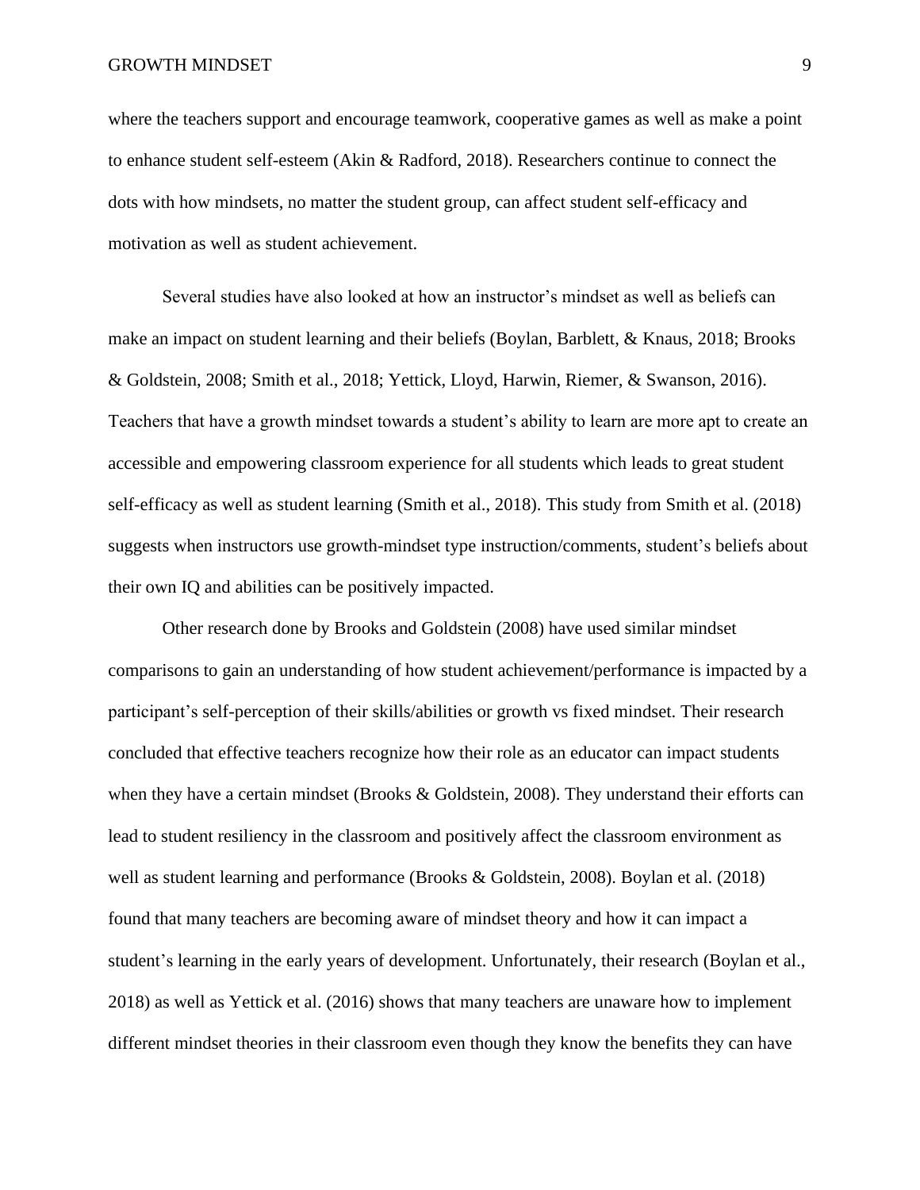where the teachers support and encourage teamwork, cooperative games as well as make a point to enhance student self-esteem (Akin & Radford, 2018). Researchers continue to connect the dots with how mindsets, no matter the student group, can affect student self-efficacy and motivation as well as student achievement.

Several studies have also looked at how an instructor's mindset as well as beliefs can make an impact on student learning and their beliefs (Boylan, Barblett, & Knaus, 2018; Brooks & Goldstein, 2008; Smith et al., 2018; Yettick, Lloyd, Harwin, Riemer, & Swanson, 2016). Teachers that have a growth mindset towards a student's ability to learn are more apt to create an accessible and empowering classroom experience for all students which leads to great student self-efficacy as well as student learning (Smith et al., 2018). This study from Smith et al. (2018) suggests when instructors use growth-mindset type instruction/comments, student's beliefs about their own IQ and abilities can be positively impacted.

Other research done by Brooks and Goldstein (2008) have used similar mindset comparisons to gain an understanding of how student achievement/performance is impacted by a participant's self-perception of their skills/abilities or growth vs fixed mindset. Their research concluded that effective teachers recognize how their role as an educator can impact students when they have a certain mindset (Brooks & Goldstein, 2008). They understand their efforts can lead to student resiliency in the classroom and positively affect the classroom environment as well as student learning and performance (Brooks & Goldstein, 2008). Boylan et al. (2018) found that many teachers are becoming aware of mindset theory and how it can impact a student's learning in the early years of development. Unfortunately, their research (Boylan et al., 2018) as well as Yettick et al. (2016) shows that many teachers are unaware how to implement different mindset theories in their classroom even though they know the benefits they can have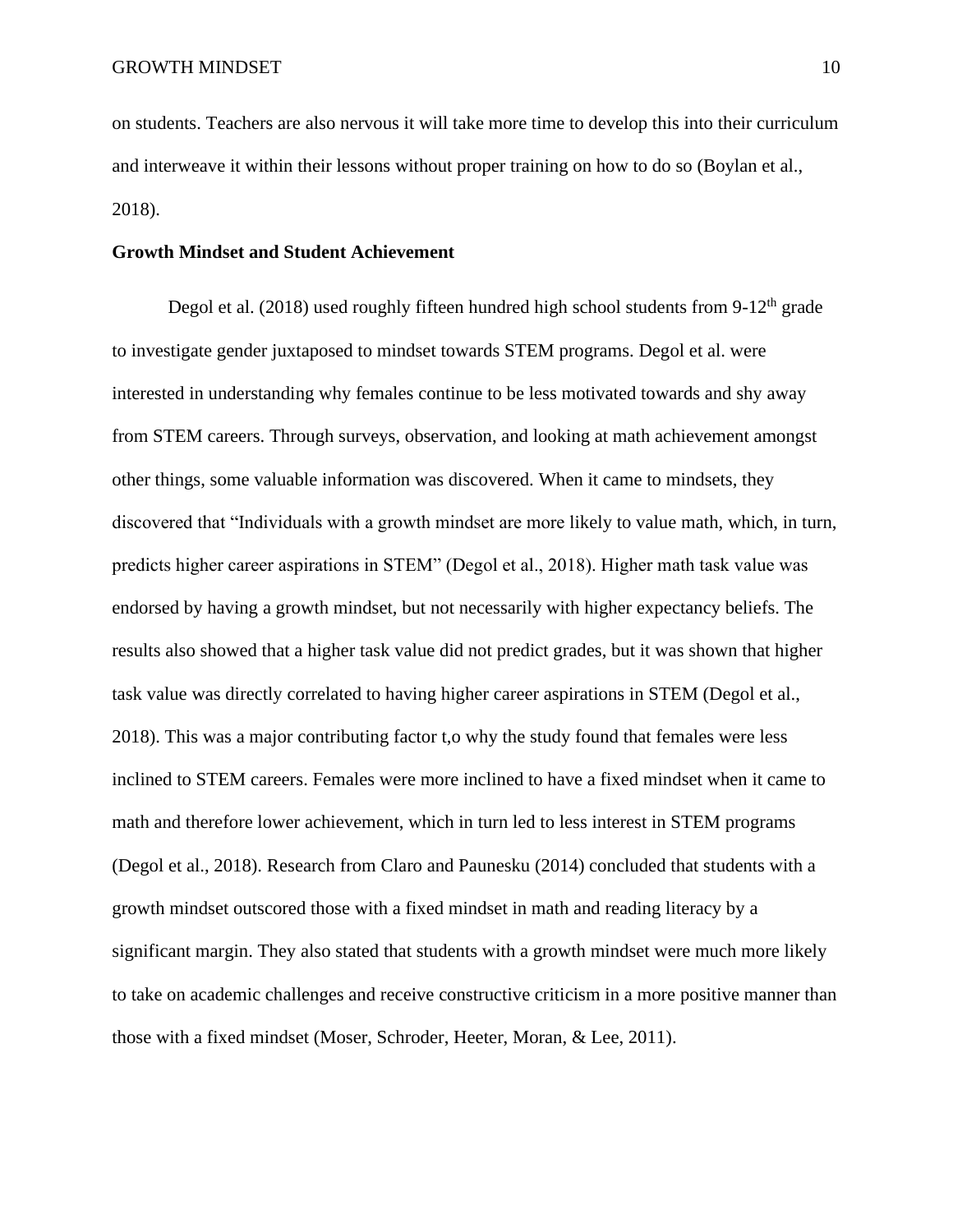on students. Teachers are also nervous it will take more time to develop this into their curriculum and interweave it within their lessons without proper training on how to do so (Boylan et al., 2018).

**Growth Mindset and Student Achievement**

Degol et al. (2018) used roughly fifteen hundred high school students from 9-12th grade to investigate gender juxtaposed to mindset towards STEM programs. Degol et al. were interested in understanding why females continue to be less motivated towards and shy away from STEM careers. Through surveys, observation, and looking at math achievement amongst other things, some valuable information was discovered. When it came to mindsets, they discovered that "Individuals with a growth mindset are more likely to value math, which, in turn, predicts higher career aspirations in STEM" (Degol et al., 2018). Higher math task value was endorsed by having a growth mindset, but not necessarily with higher expectancy beliefs. The results also showed that a higher task value did not predict grades, but it was shown that higher task value was directly correlated to having higher career aspirations in STEM (Degol et al., 2018). This was a major contributing factor t,o why the study found that females were less inclined to STEM careers. Females were more inclined to have a fixed mindset when it came to math and therefore lower achievement, which in turn led to less interest in STEM programs (Degol et al., 2018). Research from Claro and Paunesku (2014) concluded that students with a growth mindset outscored those with a fixed mindset in math and reading literacy by a significant margin. They also stated that students with a growth mindset were much more likely to take on academic challenges and receive constructive criticism in a more positive manner than those with a fixed mindset (Moser, Schroder, Heeter, Moran, & Lee, 2011).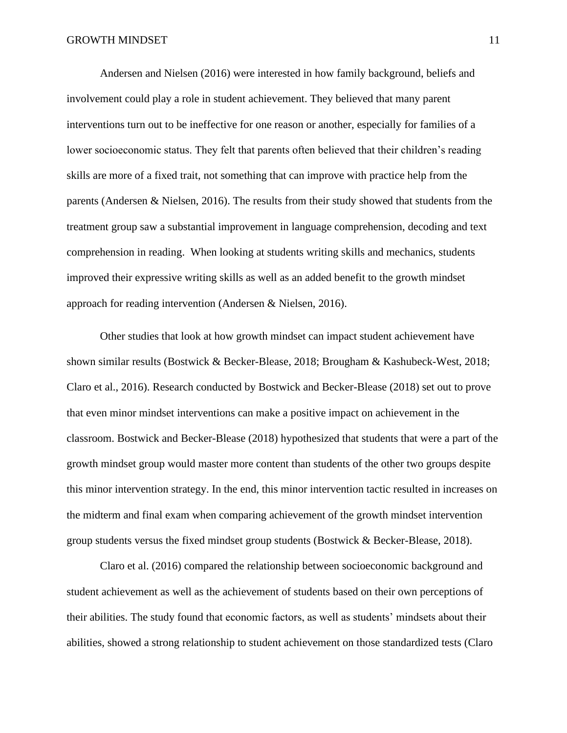Andersen and Nielsen (2016) were interested in how family background, beliefs and involvement could play a role in student achievement. They believed that many parent interventions turn out to be ineffective for one reason or another, especially for families of a lower socioeconomic status. They felt that parents often believed that their children's reading skills are more of a fixed trait, not something that can improve with practice help from the parents (Andersen & Nielsen, 2016). The results from their study showed that students from the treatment group saw a substantial improvement in language comprehension, decoding and text comprehension in reading. When looking at students writing skills and mechanics, students improved their expressive writing skills as well as an added benefit to the growth mindset approach for reading intervention (Andersen & Nielsen, 2016).

Other studies that look at how growth mindset can impact student achievement have shown similar results (Bostwick & Becker-Blease, 2018; Brougham & Kashubeck-West, 2018; Claro et al., 2016). Research conducted by Bostwick and Becker-Blease (2018) set out to prove that even minor mindset interventions can make a positive impact on achievement in the classroom. Bostwick and Becker-Blease (2018) hypothesized that students that were a part of the growth mindset group would master more content than students of the other two groups despite this minor intervention strategy. In the end, this minor intervention tactic resulted in increases on the midterm and final exam when comparing achievement of the growth mindset intervention group students versus the fixed mindset group students (Bostwick & Becker-Blease, 2018).

Claro et al. (2016) compared the relationship between socioeconomic background and student achievement as well as the achievement of students based on their own perceptions of their abilities. The study found that economic factors, as well as students' mindsets about their abilities, showed a strong relationship to student achievement on those standardized tests (Claro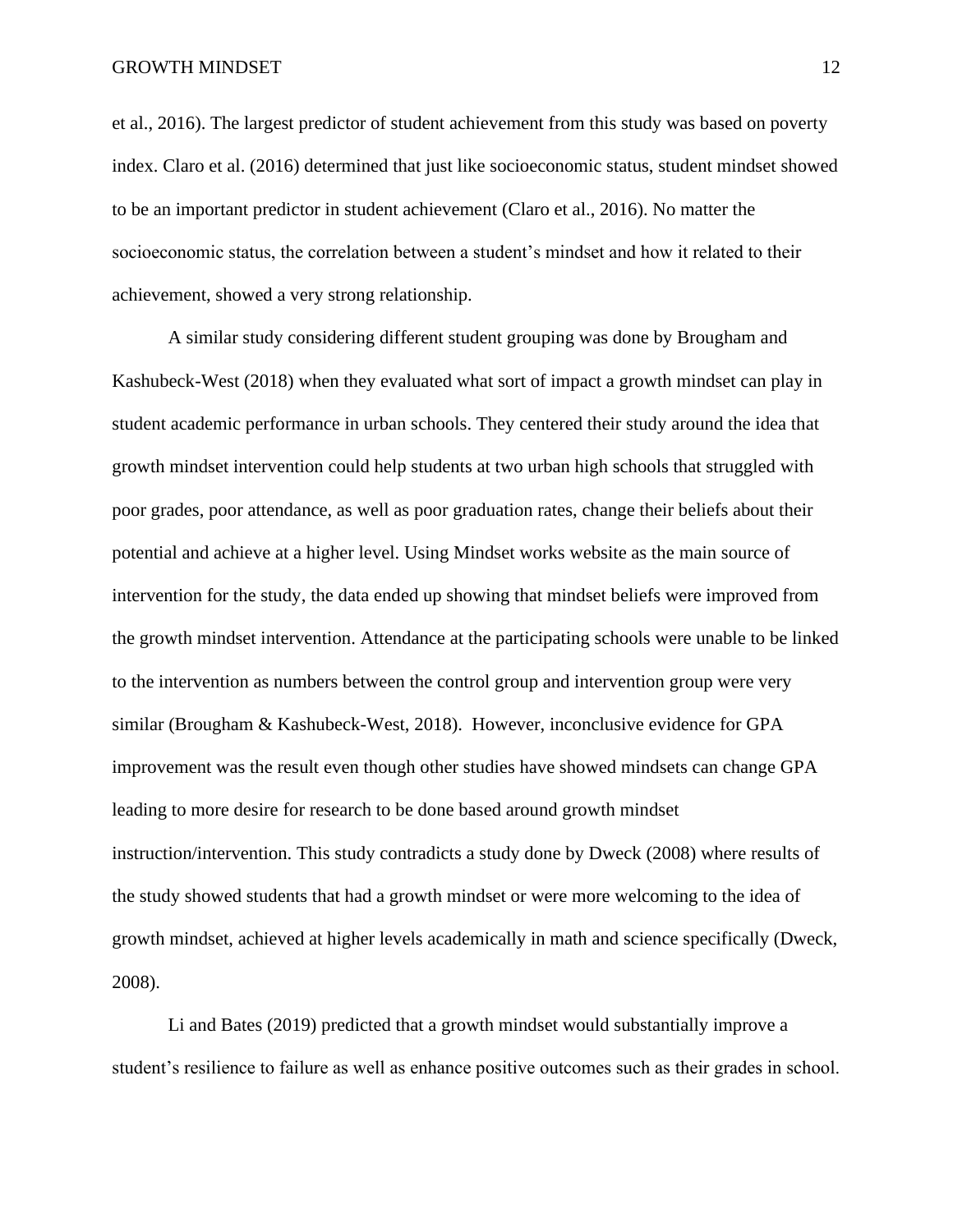et al., 2016). The largest predictor of student achievement from this study was based on poverty index. Claro et al. (2016) determined that just like socioeconomic status, student mindset showed to be an important predictor in student achievement (Claro et al., 2016). No matter the socioeconomic status, the correlation between a student's mindset and how it related to their achievement, showed a very strong relationship.

A similar study considering different student grouping was done by Brougham and Kashubeck-West (2018) when they evaluated what sort of impact a growth mindset can play in student academic performance in urban schools. They centered their study around the idea that growth mindset intervention could help students at two urban high schools that struggled with poor grades, poor attendance, as well as poor graduation rates, change their beliefs about their potential and achieve at a higher level. Using Mindset works website as the main source of intervention for the study, the data ended up showing that mindset beliefs were improved from the growth mindset intervention. Attendance at the participating schools were unable to be linked to the intervention as numbers between the control group and intervention group were very similar (Brougham & Kashubeck-West, 2018). However, inconclusive evidence for GPA improvement was the result even though other studies have showed mindsets can change GPA leading to more desire for research to be done based around growth mindset instruction/intervention. This study contradicts a study done by Dweck (2008) where results of the study showed students that had a growth mindset or were more welcoming to the idea of growth mindset, achieved at higher levels academically in math and science specifically (Dweck, 2008).

Li and Bates (2019) predicted that a growth mindset would substantially improve a student's resilience to failure as well as enhance positive outcomes such as their grades in school.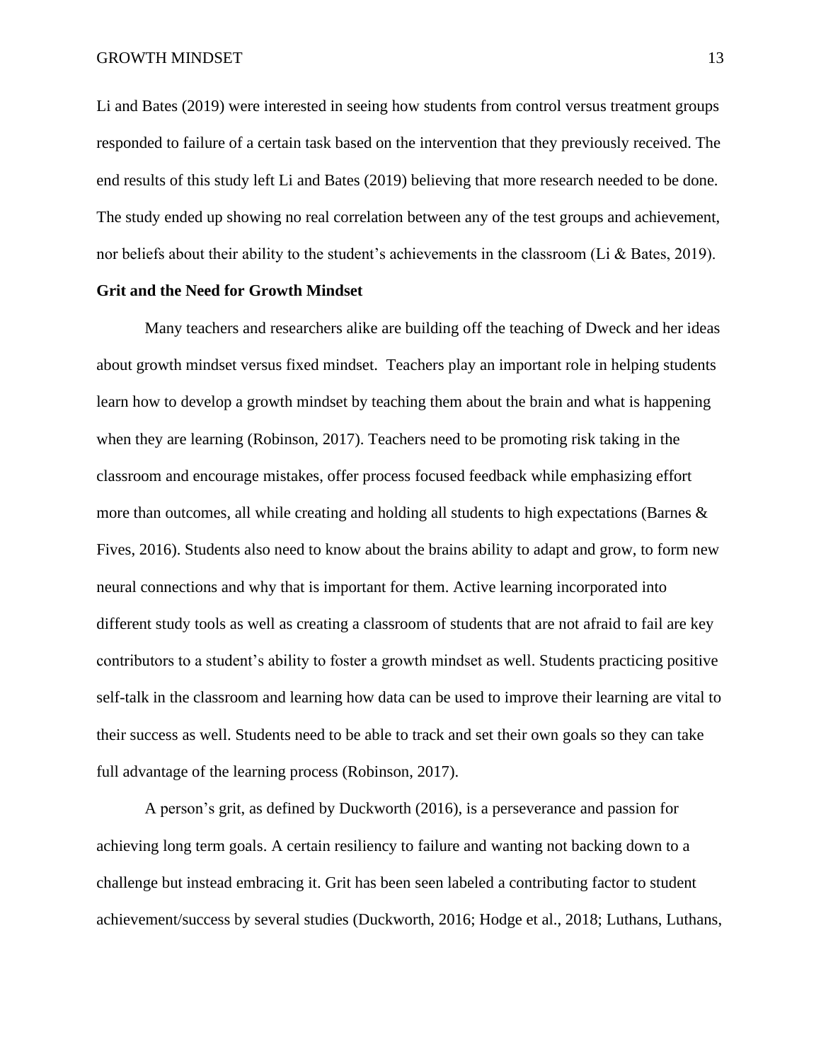Li and Bates (2019) were interested in seeing how students from control versus treatment groups responded to failure of a certain task based on the intervention that they previously received. The end results of this study left Li and Bates (2019) believing that more research needed to be done. The study ended up showing no real correlation between any of the test groups and achievement, nor beliefs about their ability to the student's achievements in the classroom (Li & Bates, 2019).

**Grit and the Need for Growth Mindset**

Many teachers and researchers alike are building off the teaching of Dweck and her ideas about growth mindset versus fixed mindset. Teachers play an important role in helping students learn how to develop a growth mindset by teaching them about the brain and what is happening when they are learning (Robinson, 2017). Teachers need to be promoting risk taking in the classroom and encourage mistakes, offer process focused feedback while emphasizing effort more than outcomes, all while creating and holding all students to high expectations (Barnes & Fives, 2016). Students also need to know about the brains ability to adapt and grow, to form new neural connections and why that is important for them. Active learning incorporated into different study tools as well as creating a classroom of students that are not afraid to fail are key contributors to a student's ability to foster a growth mindset as well. Students practicing positive self-talk in the classroom and learning how data can be used to improve their learning are vital to their success as well. Students need to be able to track and set their own goals so they can take full advantage of the learning process (Robinson, 2017).

A person's grit, as defined by Duckworth (2016), is a perseverance and passion for achieving long term goals. A certain resiliency to failure and wanting not backing down to a challenge but instead embracing it. Grit has been seen labeled a contributing factor to student achievement/success by several studies (Duckworth, 2016; Hodge et al., 2018; Luthans, Luthans,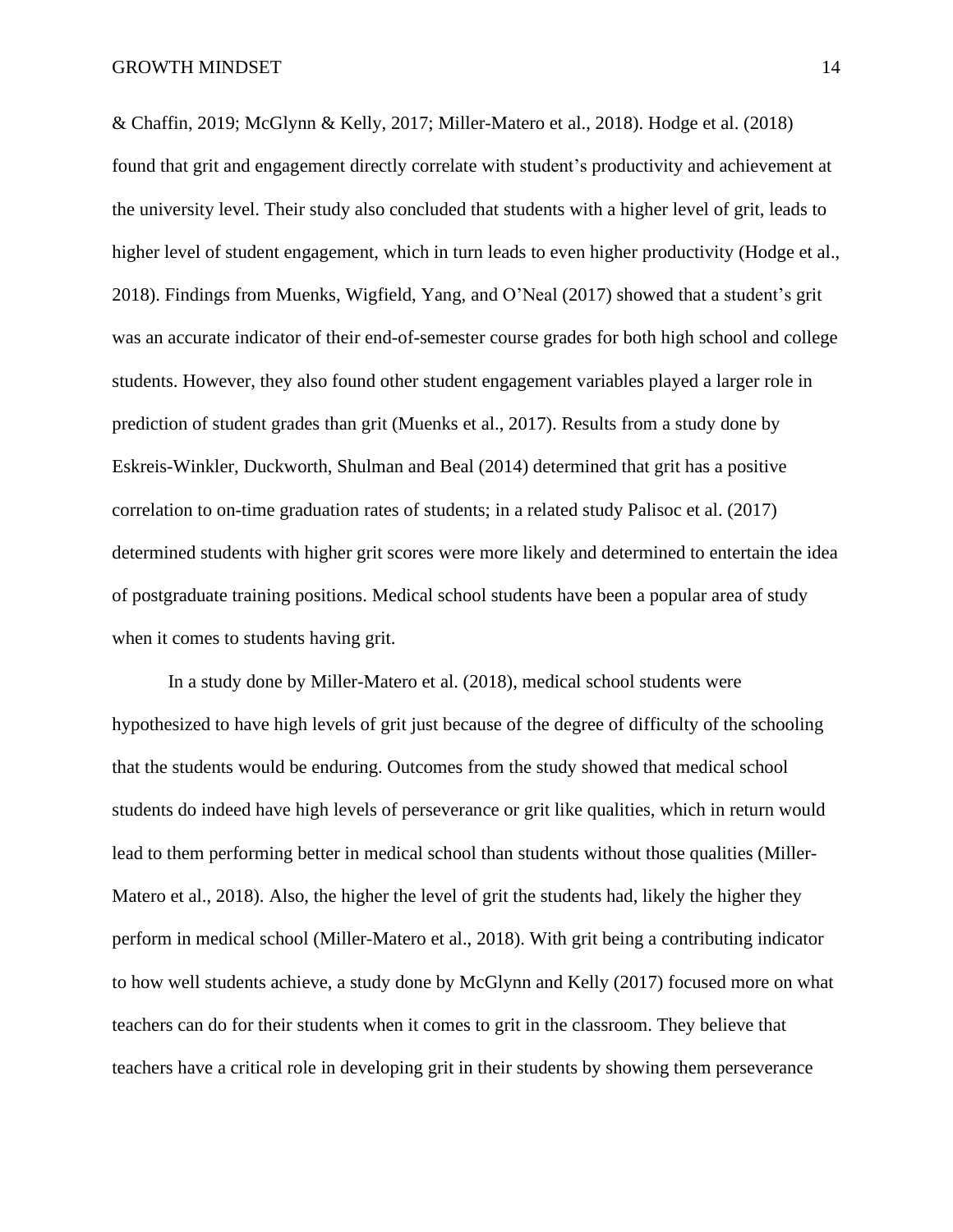& Chaffin, 2019; McGlynn & Kelly, 2017; Miller-Matero et al., 2018). Hodge et al. (2018) found that grit and engagement directly correlate with student's productivity and achievement at the university level. Their study also concluded that students with a higher level of grit, leads to higher level of student engagement, which in turn leads to even higher productivity (Hodge et al., 2018). Findings from Muenks, Wigfield, Yang, and O'Neal (2017) showed that a student's grit was an accurate indicator of their end-of-semester course grades for both high school and college students. However, they also found other student engagement variables played a larger role in prediction of student grades than grit (Muenks et al., 2017). Results from a study done by Eskreis-Winkler, Duckworth, Shulman and Beal (2014) determined that grit has a positive correlation to on-time graduation rates of students; in a related study Palisoc et al. (2017) determined students with higher grit scores were more likely and determined to entertain the idea of postgraduate training positions. Medical school students have been a popular area of study when it comes to students having grit.

In a study done by Miller-Matero et al. (2018), medical school students were hypothesized to have high levels of grit just because of the degree of difficulty of the schooling that the students would be enduring. Outcomes from the study showed that medical school students do indeed have high levels of perseverance or grit like qualities, which in return would lead to them performing better in medical school than students without those qualities (Miller-Matero et al., 2018). Also, the higher the level of grit the students had, likely the higher they perform in medical school (Miller-Matero et al., 2018). With grit being a contributing indicator to how well students achieve, a study done by McGlynn and Kelly (2017) focused more on what teachers can do for their students when it comes to grit in the classroom. They believe that teachers have a critical role in developing grit in their students by showing them perseverance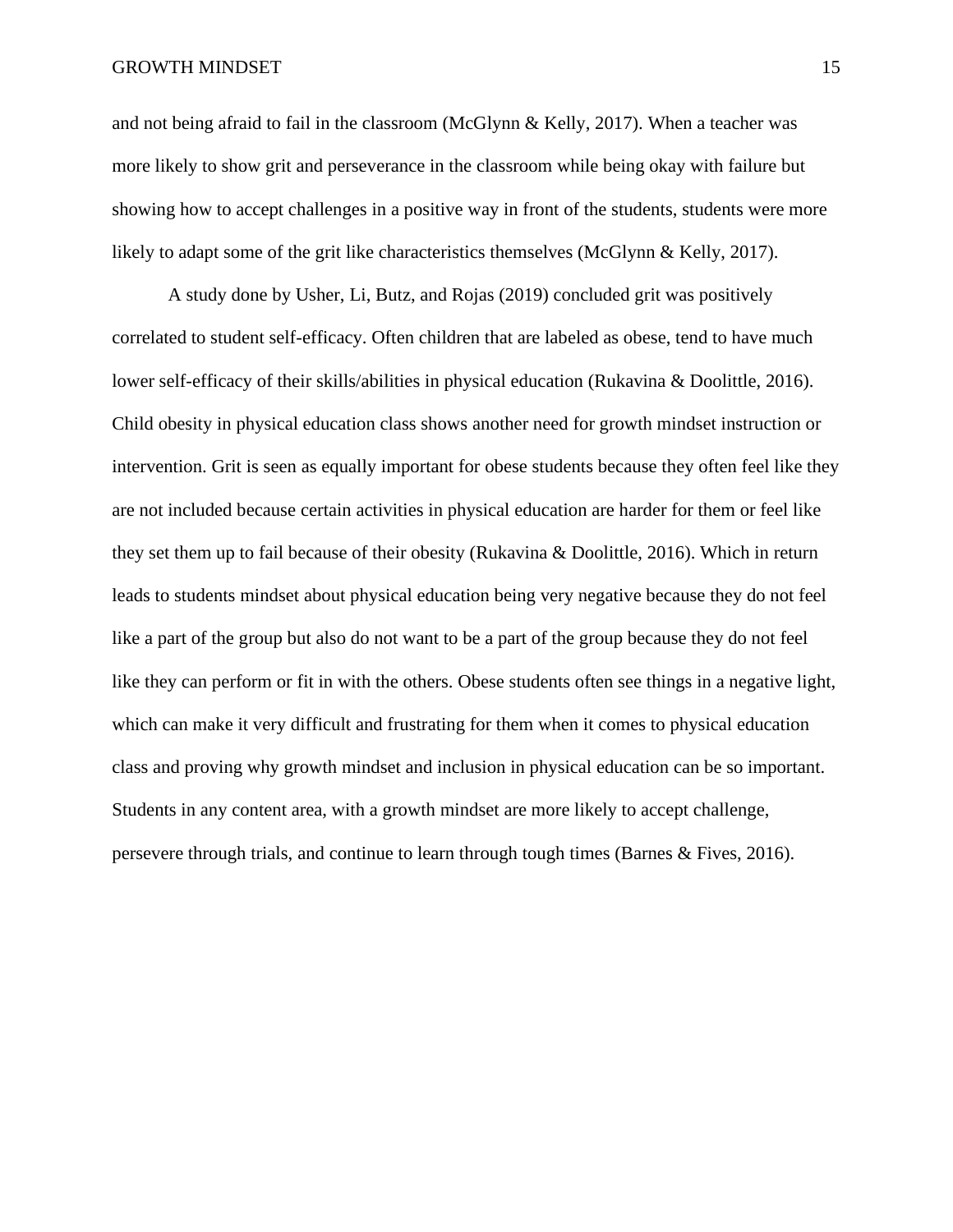and not being afraid to fail in the classroom (McGlynn & Kelly, 2017). When a teacher was more likely to show grit and perseverance in the classroom while being okay with failure but showing how to accept challenges in a positive way in front of the students, students were more likely to adapt some of the grit like characteristics themselves (McGlynn & Kelly, 2017).

A study done by Usher, Li, Butz, and Rojas (2019) concluded grit was positively correlated to student self-efficacy. Often children that are labeled as obese, tend to have much lower self-efficacy of their skills/abilities in physical education (Rukavina & Doolittle, 2016). Child obesity in physical education class shows another need for growth mindset instruction or intervention. Grit is seen as equally important for obese students because they often feel like they are not included because certain activities in physical education are harder for them or feel like they set them up to fail because of their obesity (Rukavina & Doolittle, 2016). Which in return leads to students mindset about physical education being very negative because they do not feel like a part of the group but also do not want to be a part of the group because they do not feel like they can perform or fit in with the others. Obese students often see things in a negative light, which can make it very difficult and frustrating for them when it comes to physical education class and proving why growth mindset and inclusion in physical education can be so important. Students in any content area, with a growth mindset are more likely to accept challenge, persevere through trials, and continue to learn through tough times (Barnes & Fives, 2016).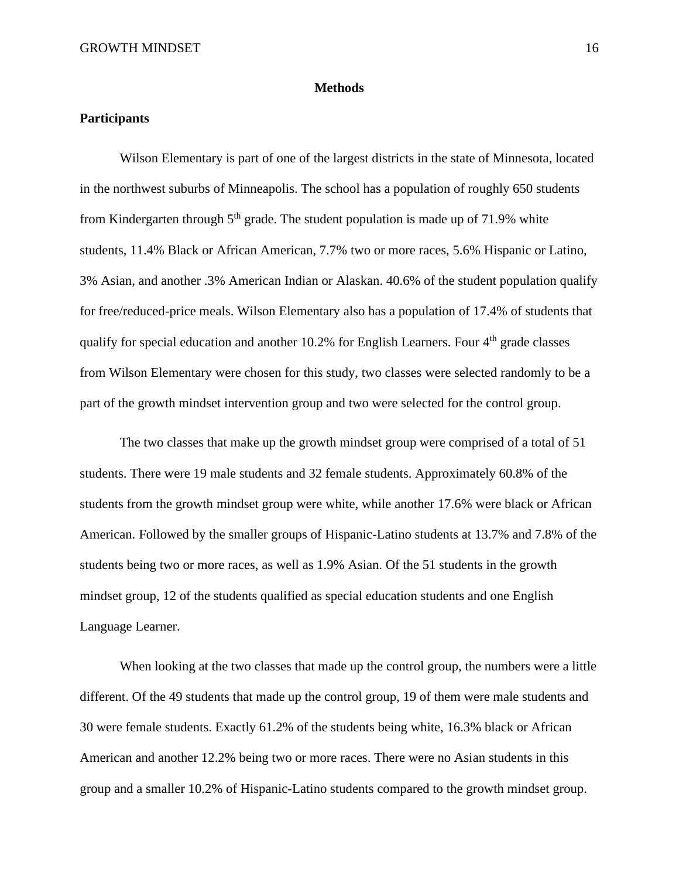# Methods

## Participants

Wilson Elementary is part of one of the largest districts in the state of Minnesota, located in the northwest suburbs of Minneapolis. The school has a population of roughly 650 students from Kindergarten through 5th grade. The student population is made up of 71.9% white students, 11.4% Black or African American, 7.7% two or more races, 5.6% Hispanic or Latino, 3% Asian, and another .3% American Indian or Alaskan. 40.6% of the student population qualify for free/reduced-price meals. Wilson Elementary also has a population of 17.4% of students that qualify for special education and another 10.2% for English Learners. Four 4th grade classes from Wilson Elementary were chosen for this study, two classes were selected randomly to be a part of the growth mindset intervention group and two were selected for the control group.

The two classes that make up the growth mindset group were comprised of a total of 51 students. There were 19 male students and 32 female students. Approximately 60.8% of the students from the growth mindset group were white, while another 17.6% were black or African American. Followed by the smaller groups of Hispanic-Latino students at 13.7% and 7.8% of the students being two or more races, as well as 1.9% Asian. Of the 51 students in the growth mindset group, 12 of the students qualified as special education students and one English Language Learner.

When looking at the two classes that made up the control group, the numbers were a little different. Of the 49 students that made up the control group, 19 of them were male students and 30 were female students. Exactly 61.2% of the students being white, 16.3% black or African American and another 12.2% being two or more races. There were no Asian students in this group and a smaller 10.2% of Hispanic-Latino students compared to the growth mindset group.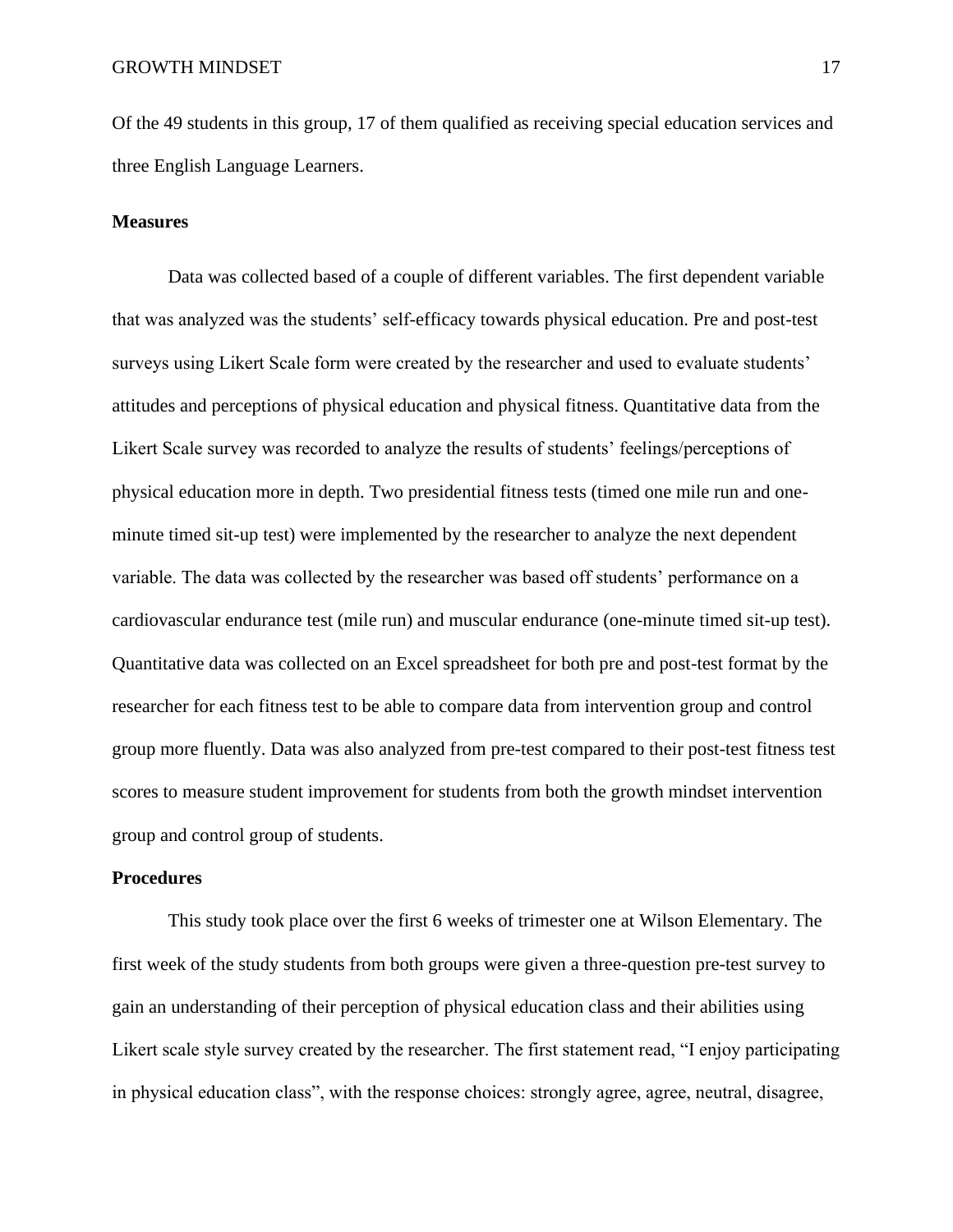Of the 49 students in this group, 17 of them qualified as receiving special education services and three English Language Learners.

**Measures**

Data was collected based of a couple of different variables. The first dependent variable that was analyzed was the students' self-efficacy towards physical education. Pre and post-test surveys using Likert Scale form were created by the researcher and used to evaluate students' attitudes and perceptions of physical education and physical fitness. Quantitative data from the Likert Scale survey was recorded to analyze the results of students' feelings/perceptions of physical education more in depth. Two presidential fitness tests (timed one mile run and one-minute timed sit-up test) were implemented by the researcher to analyze the next dependent variable. The data was collected by the researcher was based off students' performance on a cardiovascular endurance test (mile run) and muscular endurance (one-minute timed sit-up test). Quantitative data was collected on an Excel spreadsheet for both pre and post-test format by the researcher for each fitness test to be able to compare data from intervention group and control group more fluently. Data was also analyzed from pre-test compared to their post-test fitness test scores to measure student improvement for students from both the growth mindset intervention group and control group of students.

**Procedures**

This study took place over the first 6 weeks of trimester one at Wilson Elementary. The first week of the study students from both groups were given a three-question pre-test survey to gain an understanding of their perception of physical education class and their abilities using Likert scale style survey created by the researcher. The first statement read, "I enjoy participating in physical education class", with the response choices: strongly agree, agree, neutral, disagree,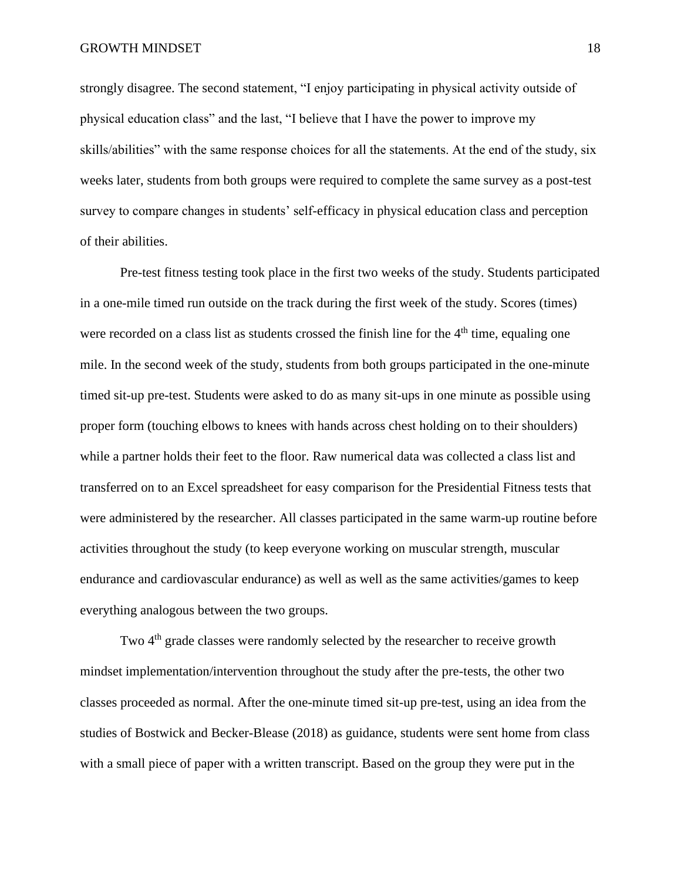strongly disagree. The second statement, "I enjoy participating in physical activity outside of physical education class" and the last, "I believe that I have the power to improve my skills/abilities" with the same response choices for all the statements. At the end of the study, six weeks later, students from both groups were required to complete the same survey as a post-test survey to compare changes in students' self-efficacy in physical education class and perception of their abilities.

Pre-test fitness testing took place in the first two weeks of the study. Students participated in a one-mile timed run outside on the track during the first week of the study. Scores (times) were recorded on a class list as students crossed the finish line for the 4th time, equaling one mile. In the second week of the study, students from both groups participated in the one-minute timed sit-up pre-test. Students were asked to do as many sit-ups in one minute as possible using proper form (touching elbows to knees with hands across chest holding on to their shoulders) while a partner holds their feet to the floor. Raw numerical data was collected a class list and transferred on to an Excel spreadsheet for easy comparison for the Presidential Fitness tests that were administered by the researcher. All classes participated in the same warm-up routine before activities throughout the study (to keep everyone working on muscular strength, muscular endurance and cardiovascular endurance) as well as well as the same activities/games to keep everything analogous between the two groups.

Two 4th grade classes were randomly selected by the researcher to receive growth mindset implementation/intervention throughout the study after the pre-tests, the other two classes proceeded as normal. After the one-minute timed sit-up pre-test, using an idea from the studies of Bostwick and Becker-Blease (2018) as guidance, students were sent home from class with a small piece of paper with a written transcript. Based on the group they were put in the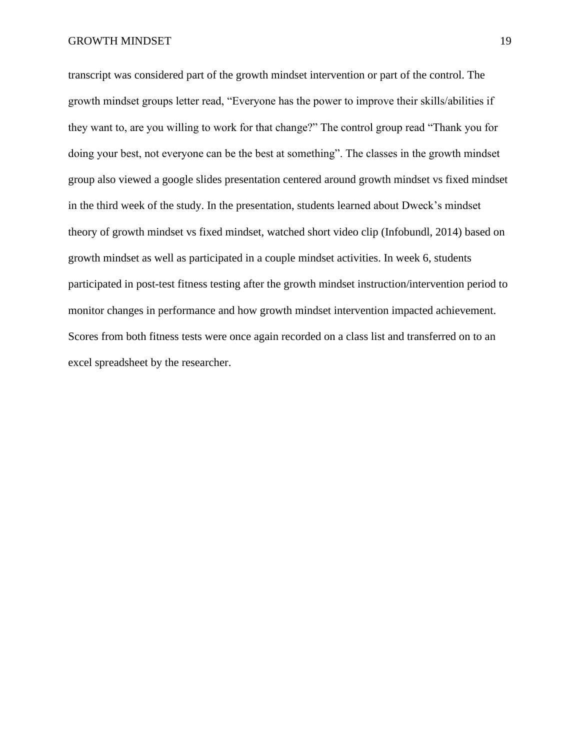transcript was considered part of the growth mindset intervention or part of the control. The growth mindset groups letter read, “Everyone has the power to improve their skills/abilities if they want to, are you willing to work for that change?” The control group read “Thank you for doing your best, not everyone can be the best at something”. The classes in the growth mindset group also viewed a google slides presentation centered around growth mindset vs fixed mindset in the third week of the study. In the presentation, students learned about Dweck’s mindset theory of growth mindset vs fixed mindset, watched short video clip (Infobundl, 2014) based on growth mindset as well as participated in a couple mindset activities. In week 6, students participated in post-test fitness testing after the growth mindset instruction/intervention period to monitor changes in performance and how growth mindset intervention impacted achievement. Scores from both fitness tests were once again recorded on a class list and transferred on to an excel spreadsheet by the researcher.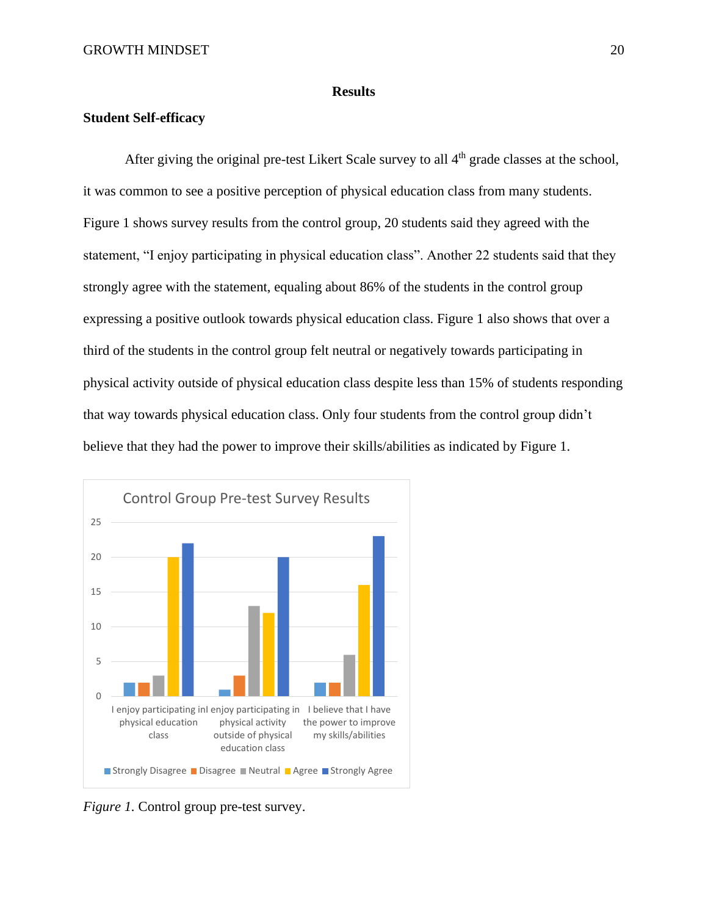# Results

## Student Self-efficacy

After giving the original pre-test Likert Scale survey to all 4th grade classes at the school, it was common to see a positive perception of physical education class from many students. Figure 1 shows survey results from the control group, 20 students said they agreed with the statement, "I enjoy participating in physical education class". Another 22 students said that they strongly agree with the statement, equaling about 86% of the students in the control group expressing a positive outlook towards physical education class. Figure 1 also shows that over a third of the students in the control group felt neutral or negatively towards participating in physical activity outside of physical education class despite less than 15% of students responding that way towards physical education class. Only four students from the control group didn't believe that they had the power to improve their skills/abilities as indicated by Figure 1.

*Figure 1.* Control group pre-test survey.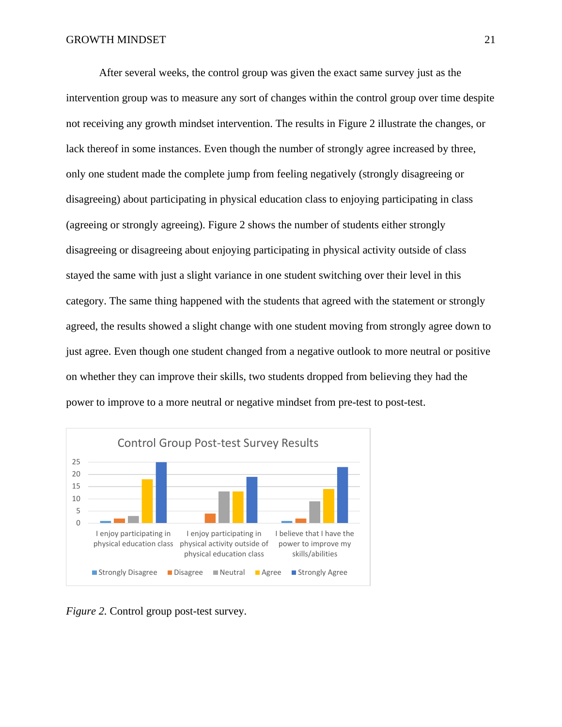After several weeks, the control group was given the exact same survey just as the intervention group was to measure any sort of changes within the control group over time despite not receiving any growth mindset intervention. The results in Figure 2 illustrate the changes, or lack thereof in some instances. Even though the number of strongly agree increased by three, only one student made the complete jump from feeling negatively (strongly disagreeing or disagreeing) about participating in physical education class to enjoying participating in class (agreeing or strongly agreeing). Figure 2 shows the number of students either strongly disagreeing or disagreeing about enjoying participating in physical activity outside of class stayed the same with just a slight variance in one student switching over their level in this category. The same thing happened with the students that agreed with the statement or strongly agreed, the results showed a slight change with one student moving from strongly agree down to just agree. Even though one student changed from a negative outlook to more neutral or positive on whether they can improve their skills, two students dropped from believing they had the power to improve to a more neutral or negative mindset from pre-test to post-test.

*Figure 2.* Control group post-test survey.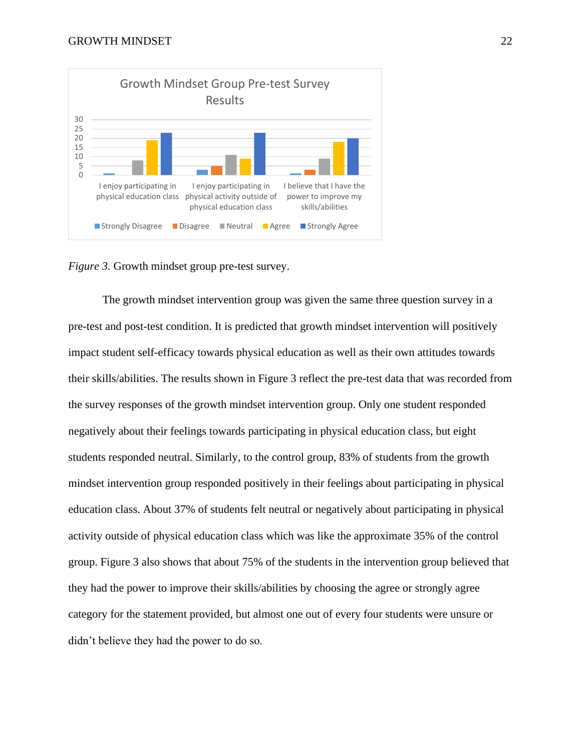*Figure 3.* Growth mindset group pre-test survey.

The growth mindset intervention group was given the same three question survey in a pre-test and post-test condition. It is predicted that growth mindset intervention will positively impact student self-efficacy towards physical education as well as their own attitudes towards their skills/abilities. The results shown in Figure 3 reflect the pre-test data that was recorded from the survey responses of the growth mindset intervention group. Only one student responded negatively about their feelings towards participating in physical education class, but eight students responded neutral. Similarly, to the control group, 83% of students from the growth mindset intervention group responded positively in their feelings about participating in physical education class. About 37% of students felt neutral or negatively about participating in physical activity outside of physical education class which was like the approximate 35% of the control group. Figure 3 also shows that about 75% of the students in the intervention group believed that they had the power to improve their skills/abilities by choosing the agree or strongly agree category for the statement provided, but almost one out of every four students were unsure or didn't believe they had the power to do so.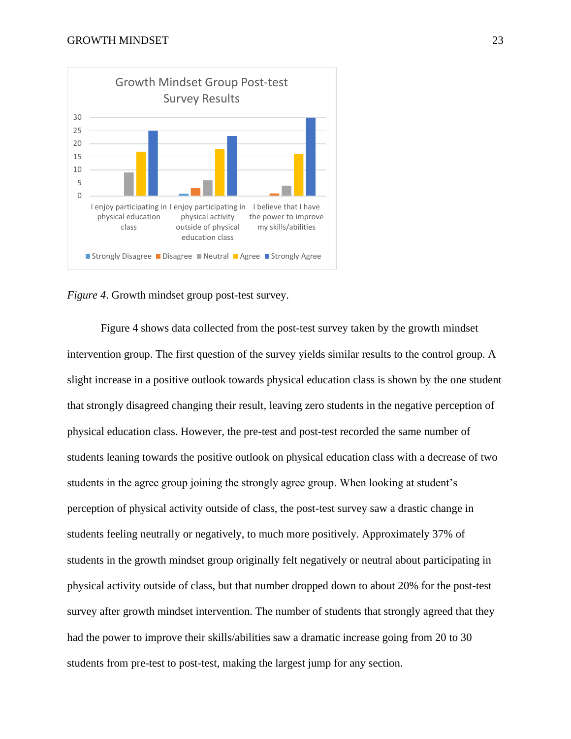*Figure 4*. Growth mindset group post-test survey.

Figure 4 shows data collected from the post-test survey taken by the growth mindset intervention group. The first question of the survey yields similar results to the control group. A slight increase in a positive outlook towards physical education class is shown by the one student that strongly disagreed changing their result, leaving zero students in the negative perception of physical education class. However, the pre-test and post-test recorded the same number of students leaning towards the positive outlook on physical education class with a decrease of two students in the agree group joining the strongly agree group. When looking at student's perception of physical activity outside of class, the post-test survey saw a drastic change in students feeling neutrally or negatively, to much more positively. Approximately 37% of students in the growth mindset group originally felt negatively or neutral about participating in physical activity outside of class, but that number dropped down to about 20% for the post-test survey after growth mindset intervention. The number of students that strongly agreed that they had the power to improve their skills/abilities saw a dramatic increase going from 20 to 30 students from pre-test to post-test, making the largest jump for any section.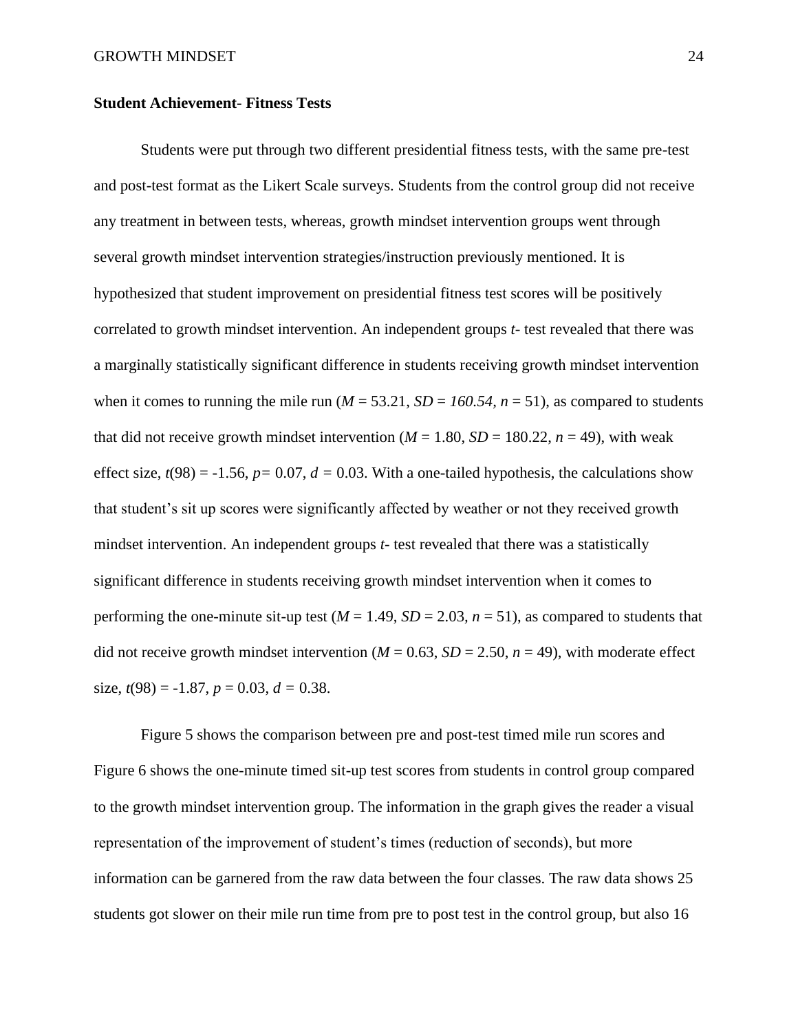**Student Achievement- Fitness Tests**

Students were put through two different presidential fitness tests, with the same pre-test and post-test format as the Likert Scale surveys. Students from the control group did not receive any treatment in between tests, whereas, growth mindset intervention groups went through several growth mindset intervention strategies/instruction previously mentioned. It is hypothesized that student improvement on presidential fitness test scores will be positively correlated to growth mindset intervention. An independent groups *t*- test revealed that there was a marginally statistically significant difference in students receiving growth mindset intervention when it comes to running the mile run ($M$ = 53.21, $SD$ = *160.54*, $n$ = 51), as compared to students that did not receive growth mindset intervention ($M$ = 1.80, $SD$ = 180.22, $n$ = 49), with weak effect size, $t(98) = -1.56$, $p = 0.07$, $d = 0.03$. With a one-tailed hypothesis, the calculations show that student's sit up scores were significantly affected by weather or not they received growth mindset intervention. An independent groups *t*- test revealed that there was a statistically significant difference in students receiving growth mindset intervention when it comes to performing the one-minute sit-up test ($M$ = 1.49, $SD$ = 2.03, $n$ = 51), as compared to students that did not receive growth mindset intervention ($M$ = 0.63, $SD$ = 2.50, $n$ = 49), with moderate effect size, $t(98) = -1.87$, $p = 0.03$, $d = 0.38$.

Figure 5 shows the comparison between pre and post-test timed mile run scores and Figure 6 shows the one-minute timed sit-up test scores from students in control group compared to the growth mindset intervention group. The information in the graph gives the reader a visual representation of the improvement of student's times (reduction of seconds), but more information can be garnered from the raw data between the four classes. The raw data shows 25 students got slower on their mile run time from pre to post test in the control group, but also 16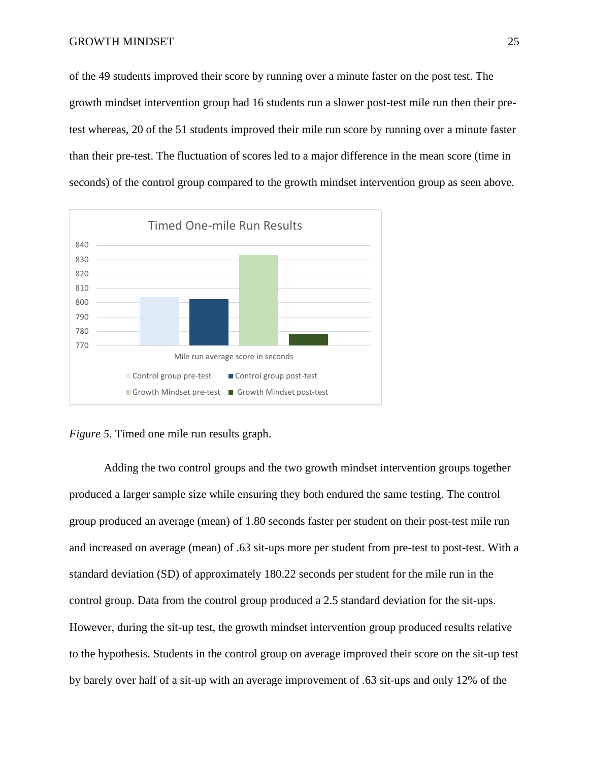of the 49 students improved their score by running over a minute faster on the post test. The growth mindset intervention group had 16 students run a slower post-test mile run then their pre-test whereas, 20 of the 51 students improved their mile run score by running over a minute faster than their pre-test. The fluctuation of scores led to a major difference in the mean score (time in seconds) of the control group compared to the growth mindset intervention group as seen above.

*Figure 5.* Timed one mile run results graph.

Adding the two control groups and the two growth mindset intervention groups together produced a larger sample size while ensuring they both endured the same testing. The control group produced an average (mean) of 1.80 seconds faster per student on their post-test mile run and increased on average (mean) of .63 sit-ups more per student from pre-test to post-test. With a standard deviation (SD) of approximately 180.22 seconds per student for the mile run in the control group. Data from the control group produced a 2.5 standard deviation for the sit-ups. However, during the sit-up test, the growth mindset intervention group produced results relative to the hypothesis. Students in the control group on average improved their score on the sit-up test by barely over half of a sit-up with an average improvement of .63 sit-ups and only 12% of the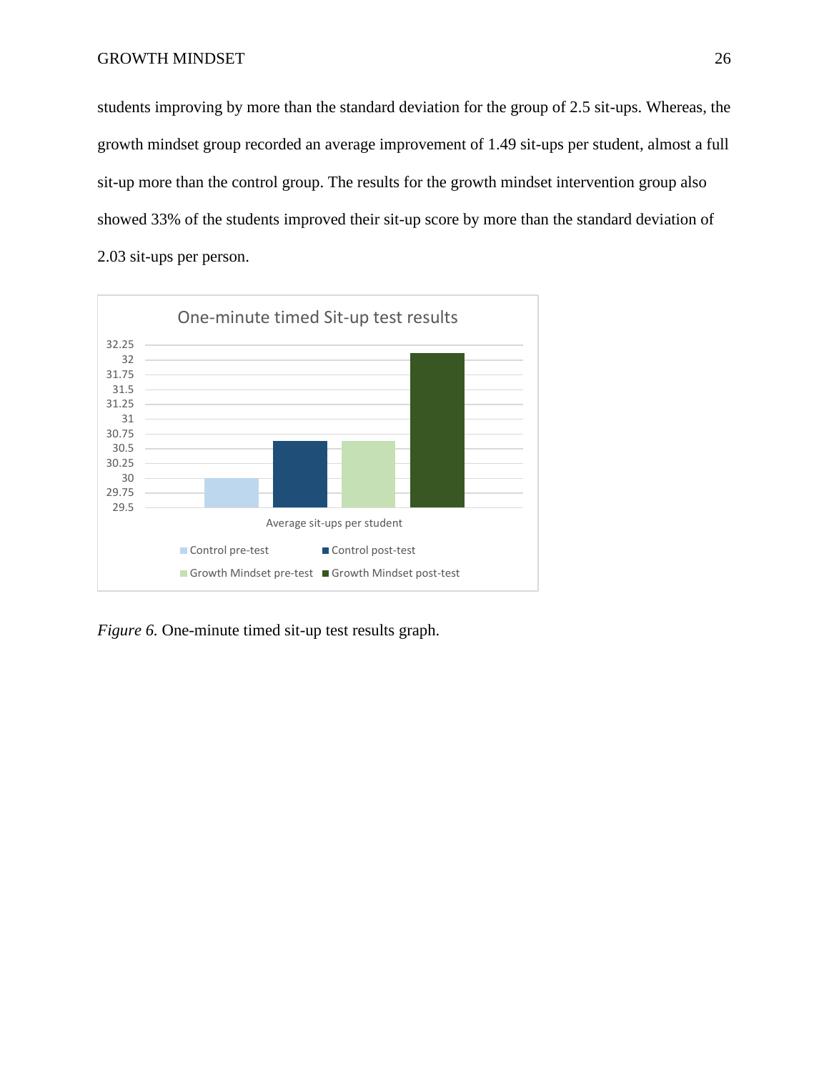students improving by more than the standard deviation for the group of 2.5 sit-ups. Whereas, the growth mindset group recorded an average improvement of 1.49 sit-ups per student, almost a full sit-up more than the control group. The results for the growth mindset intervention group also showed 33% of the students improved their sit-up score by more than the standard deviation of 2.03 sit-ups per person.

*Figure 6.* One-minute timed sit-up test results graph.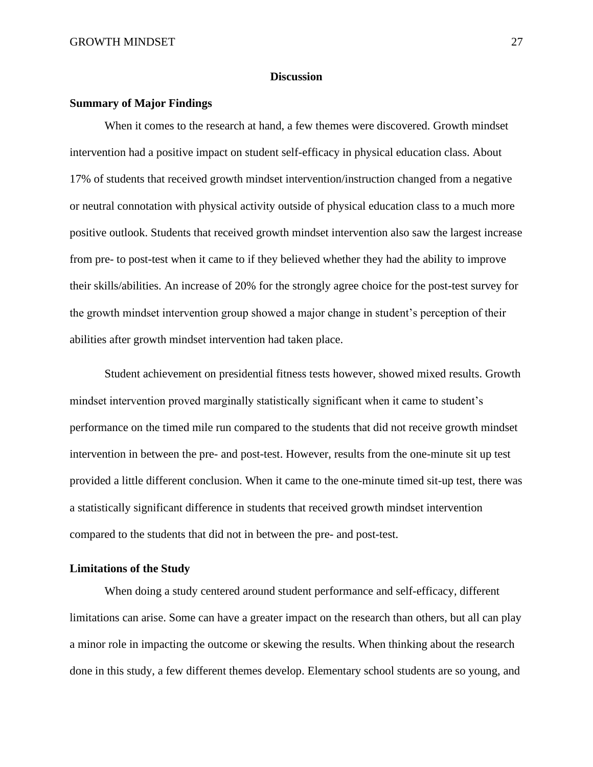# Discussion

## Summary of Major Findings

When it comes to the research at hand, a few themes were discovered. Growth mindset intervention had a positive impact on student self-efficacy in physical education class. About 17% of students that received growth mindset intervention/instruction changed from a negative or neutral connotation with physical activity outside of physical education class to a much more positive outlook. Students that received growth mindset intervention also saw the largest increase from pre- to post-test when it came to if they believed whether they had the ability to improve their skills/abilities. An increase of 20% for the strongly agree choice for the post-test survey for the growth mindset intervention group showed a major change in student's perception of their abilities after growth mindset intervention had taken place.

Student achievement on presidential fitness tests however, showed mixed results. Growth mindset intervention proved marginally statistically significant when it came to student's performance on the timed mile run compared to the students that did not receive growth mindset intervention in between the pre- and post-test. However, results from the one-minute sit up test provided a little different conclusion. When it came to the one-minute timed sit-up test, there was a statistically significant difference in students that received growth mindset intervention compared to the students that did not in between the pre- and post-test.

## Limitations of the Study

When doing a study centered around student performance and self-efficacy, different limitations can arise. Some can have a greater impact on the research than others, but all can play a minor role in impacting the outcome or skewing the results. When thinking about the research done in this study, a few different themes develop. Elementary school students are so young, and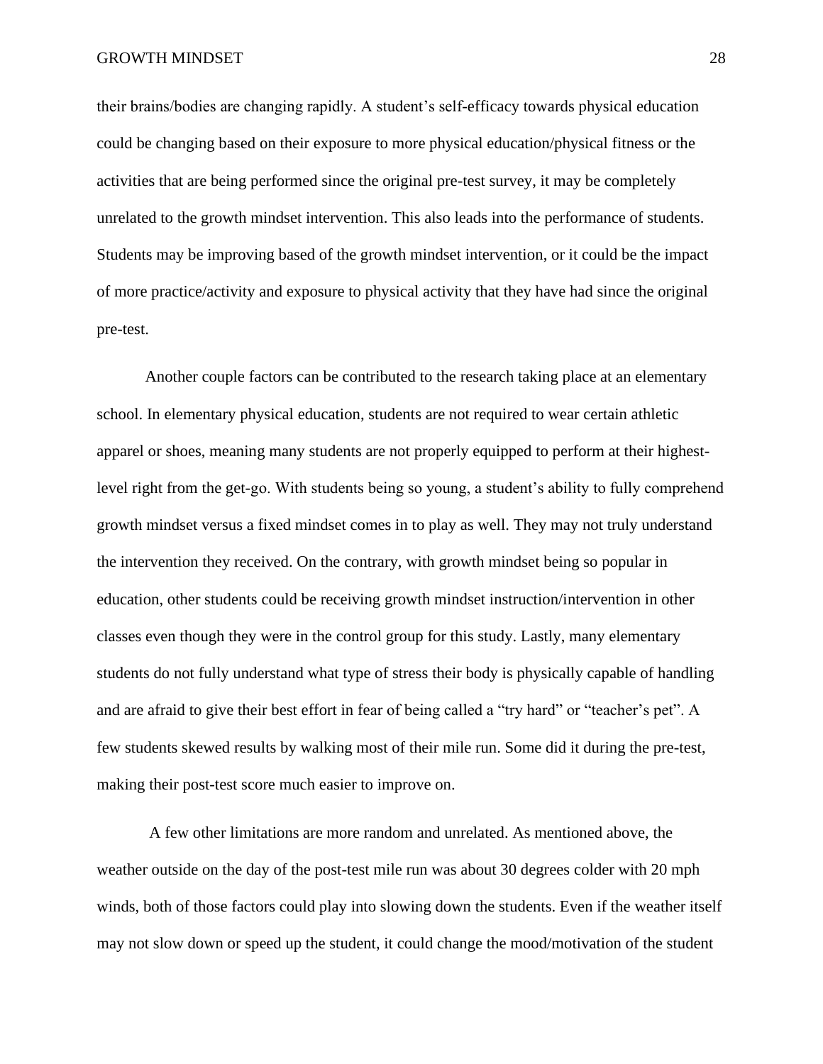their brains/bodies are changing rapidly. A student's self-efficacy towards physical education could be changing based on their exposure to more physical education/physical fitness or the activities that are being performed since the original pre-test survey, it may be completely unrelated to the growth mindset intervention. This also leads into the performance of students. Students may be improving based of the growth mindset intervention, or it could be the impact of more practice/activity and exposure to physical activity that they have had since the original pre-test.

Another couple factors can be contributed to the research taking place at an elementary school. In elementary physical education, students are not required to wear certain athletic apparel or shoes, meaning many students are not properly equipped to perform at their highest-level right from the get-go. With students being so young, a student's ability to fully comprehend growth mindset versus a fixed mindset comes in to play as well. They may not truly understand the intervention they received. On the contrary, with growth mindset being so popular in education, other students could be receiving growth mindset instruction/intervention in other classes even though they were in the control group for this study. Lastly, many elementary students do not fully understand what type of stress their body is physically capable of handling and are afraid to give their best effort in fear of being called a "try hard" or "teacher's pet". A few students skewed results by walking most of their mile run. Some did it during the pre-test, making their post-test score much easier to improve on.

A few other limitations are more random and unrelated. As mentioned above, the weather outside on the day of the post-test mile run was about 30 degrees colder with 20 mph winds, both of those factors could play into slowing down the students. Even if the weather itself may not slow down or speed up the student, it could change the mood/motivation of the student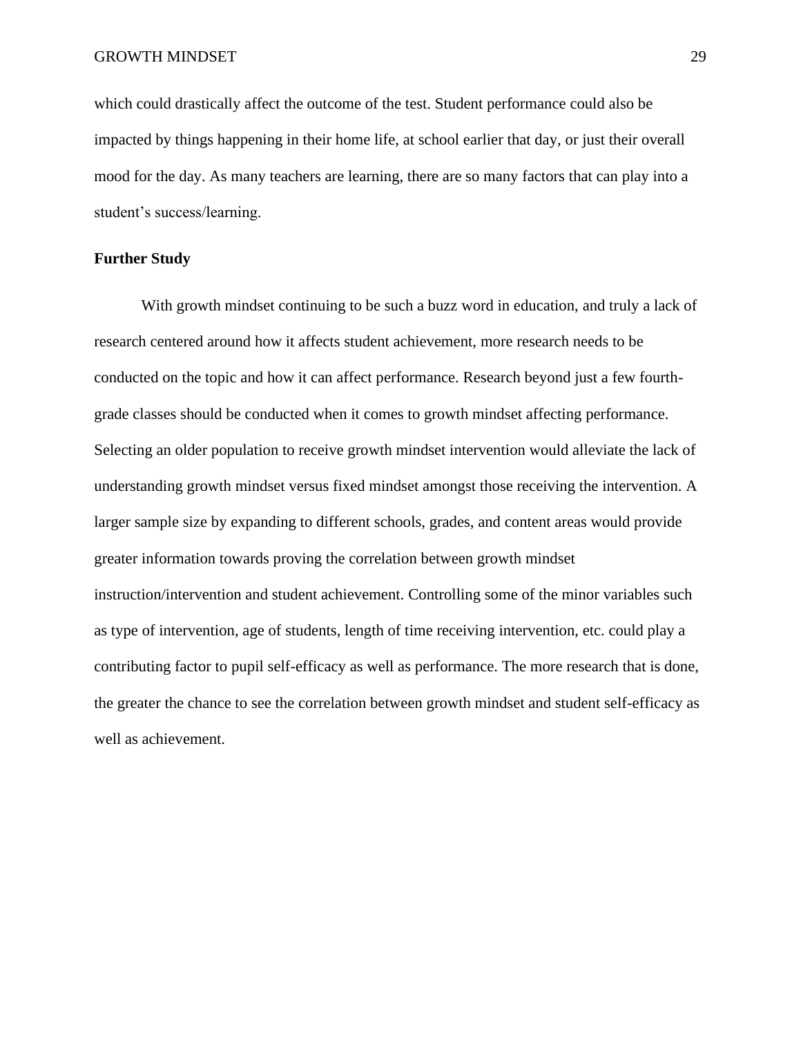which could drastically affect the outcome of the test. Student performance could also be impacted by things happening in their home life, at school earlier that day, or just their overall mood for the day. As many teachers are learning, there are so many factors that can play into a student's success/learning.

**Further Study**

With growth mindset continuing to be such a buzz word in education, and truly a lack of research centered around how it affects student achievement, more research needs to be conducted on the topic and how it can affect performance. Research beyond just a few fourth-grade classes should be conducted when it comes to growth mindset affecting performance. Selecting an older population to receive growth mindset intervention would alleviate the lack of understanding growth mindset versus fixed mindset amongst those receiving the intervention. A larger sample size by expanding to different schools, grades, and content areas would provide greater information towards proving the correlation between growth mindset instruction/intervention and student achievement. Controlling some of the minor variables such as type of intervention, age of students, length of time receiving intervention, etc. could play a contributing factor to pupil self-efficacy as well as performance. The more research that is done, the greater the chance to see the correlation between growth mindset and student self-efficacy as well as achievement.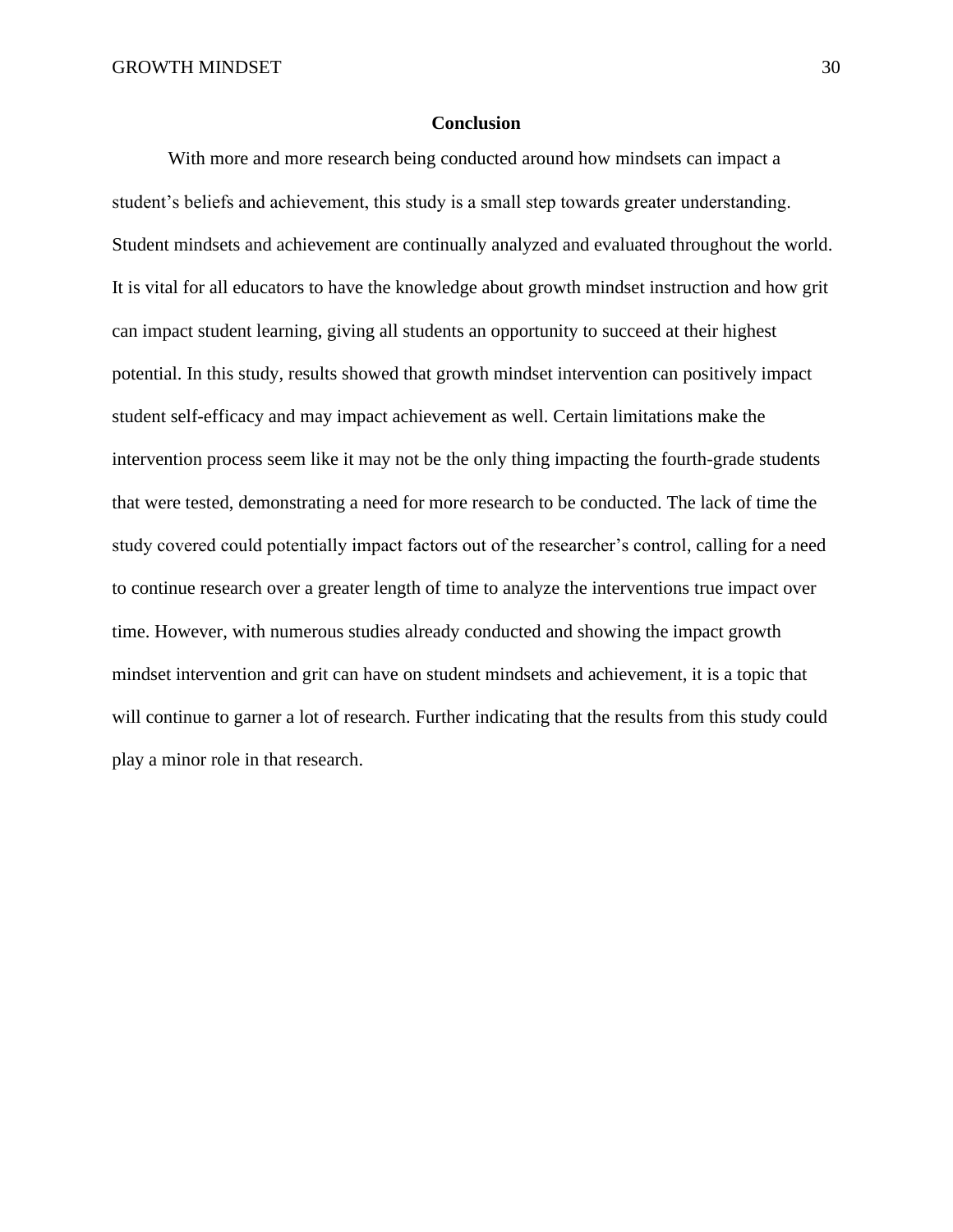## Conclusion

With more and more research being conducted around how mindsets can impact a student's beliefs and achievement, this study is a small step towards greater understanding. Student mindsets and achievement are continually analyzed and evaluated throughout the world. It is vital for all educators to have the knowledge about growth mindset instruction and how grit can impact student learning, giving all students an opportunity to succeed at their highest potential. In this study, results showed that growth mindset intervention can positively impact student self-efficacy and may impact achievement as well. Certain limitations make the intervention process seem like it may not be the only thing impacting the fourth-grade students that were tested, demonstrating a need for more research to be conducted. The lack of time the study covered could potentially impact factors out of the researcher's control, calling for a need to continue research over a greater length of time to analyze the interventions true impact over time. However, with numerous studies already conducted and showing the impact growth mindset intervention and grit can have on student mindsets and achievement, it is a topic that will continue to garner a lot of research. Further indicating that the results from this study could play a minor role in that research.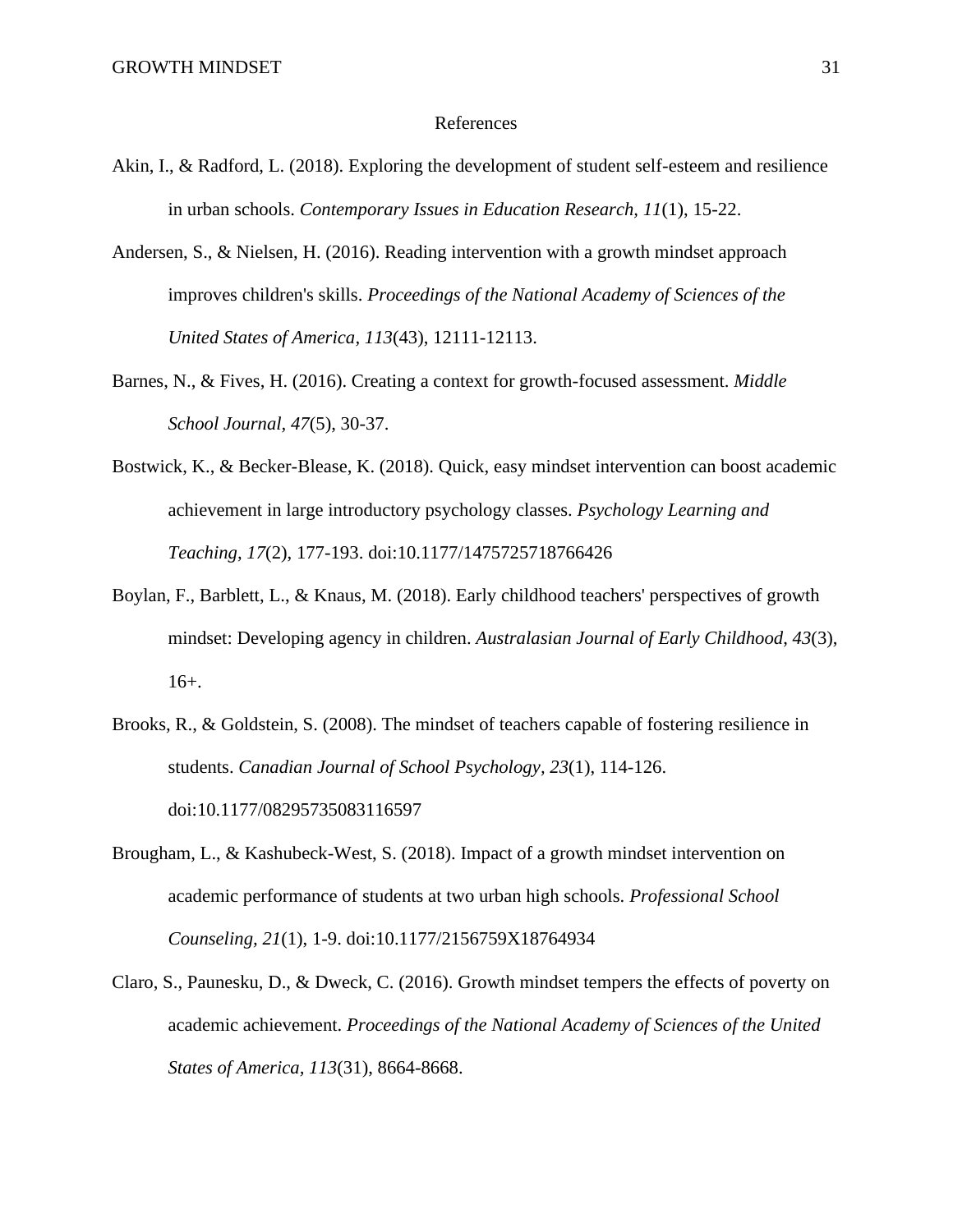# References

Akin, I., & Radford, L. (2018). Exploring the development of student self-esteem and resilience in urban schools. *Contemporary Issues in Education Research, 11*(1), 15-22.

Andersen, S., & Nielsen, H. (2016). Reading intervention with a growth mindset approach improves children's skills. *Proceedings of the National Academy of Sciences of the United States of America, 113*(43), 12111-12113.

Barnes, N., & Fives, H. (2016). Creating a context for growth-focused assessment. *Middle School Journal, 47*(5), 30-37.

Bostwick, K., & Becker-Blease, K. (2018). Quick, easy mindset intervention can boost academic achievement in large introductory psychology classes. *Psychology Learning and Teaching, 17*(2), 177-193. doi:10.1177/1475725718766426

Boylan, F., Barblett, L., & Knaus, M. (2018). Early childhood teachers' perspectives of growth mindset: Developing agency in children. *Australasian Journal of Early Childhood, 43*(3), 16+.

Brooks, R., & Goldstein, S. (2008). The mindset of teachers capable of fostering resilience in students. *Canadian Journal of School Psychology, 23*(1), 114-126. doi:10.1177/08295735083116597

Brougham, L., & Kashubeck-West, S. (2018). Impact of a growth mindset intervention on academic performance of students at two urban high schools. *Professional School Counseling, 21*(1), 1-9. doi:10.1177/2156759X18764934

Claro, S., Paunesku, D., & Dweck, C. (2016). Growth mindset tempers the effects of poverty on academic achievement. *Proceedings of the National Academy of Sciences of the United States of America, 113*(31), 8664-8668.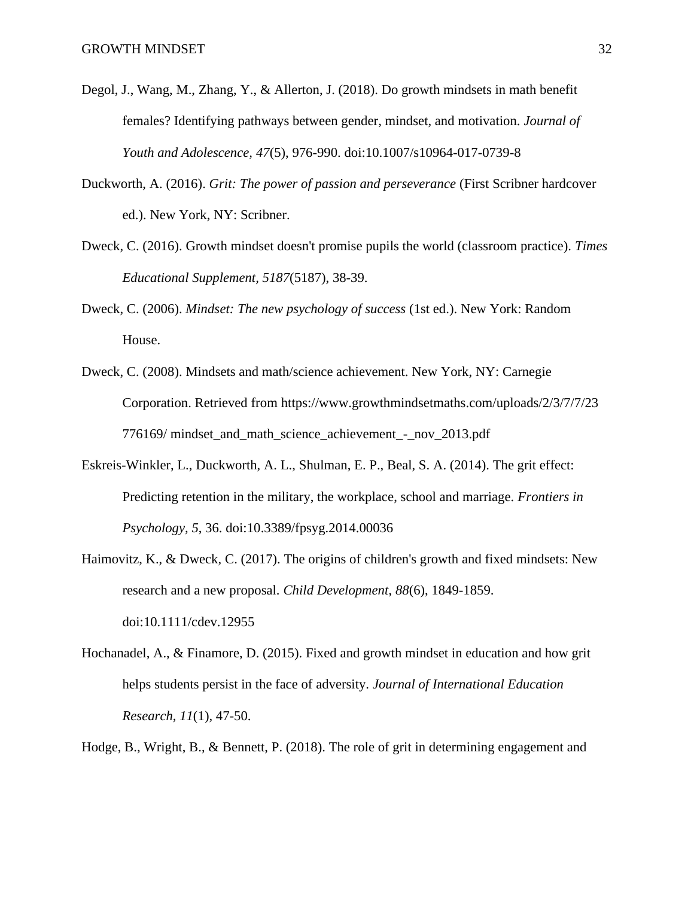Degol, J., Wang, M., Zhang, Y., & Allerton, J. (2018). Do growth mindsets in math benefit females? Identifying pathways between gender, mindset, and motivation. *Journal of Youth and Adolescence, 47*(5), 976-990. doi:10.1007/s10964-017-0739-8

Duckworth, A. (2016). *Grit: The power of passion and perseverance* (First Scribner hardcover ed.). New York, NY: Scribner.

Dweck, C. (2016). Growth mindset doesn't promise pupils the world (classroom practice). *Times Educational Supplement, 5187*(5187), 38-39.

Dweck, C. (2006). *Mindset: The new psychology of success* (1st ed.). New York: Random House.

Dweck, C. (2008). Mindsets and math/science achievement. New York, NY: Carnegie Corporation. Retrieved from https://www.growthmindsetmaths.com/uploads/2/3/7/7/23776169/ mindset_and_math_science_achievement_-_nov_2013.pdf

Eskreis-Winkler, L., Duckworth, A. L., Shulman, E. P., Beal, S. A. (2014). The grit effect: Predicting retention in the military, the workplace, school and marriage. *Frontiers in Psychology, 5*, 36. doi:10.3389/fpsyg.2014.00036

Haimovitz, K., & Dweck, C. (2017). The origins of children's growth and fixed mindsets: New research and a new proposal. *Child Development, 88*(6), 1849-1859. doi:10.1111/cdev.12955

Hochanadel, A., & Finamore, D. (2015). Fixed and growth mindset in education and how grit helps students persist in the face of adversity. *Journal of International Education Research, 11*(1), 47-50.

Hodge, B., Wright, B., & Bennett, P. (2018). The role of grit in determining engagement and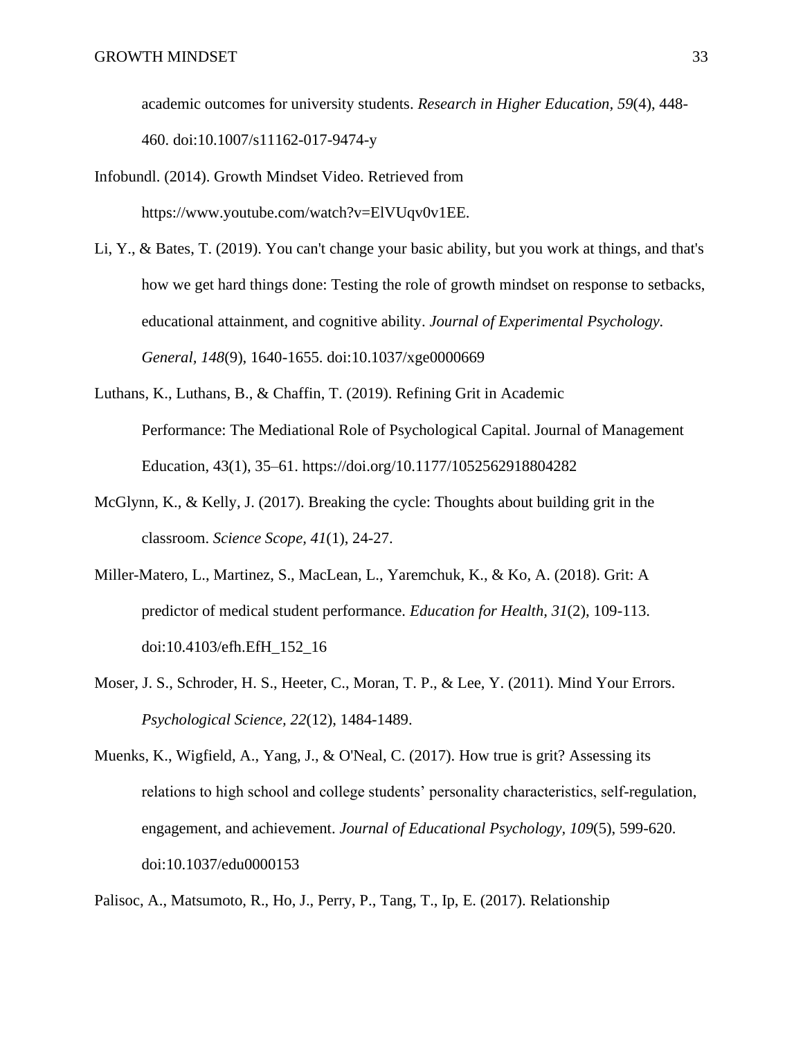academic outcomes for university students. *Research in Higher Education, 59*(4), 448-460. doi:10.1007/s11162-017-9474-y

Infobundl. (2014). Growth Mindset Video. Retrieved from https://www.youtube.com/watch?v=ElVUqv0v1EE.

Li, Y., & Bates, T. (2019). You can't change your basic ability, but you work at things, and that's how we get hard things done: Testing the role of growth mindset on response to setbacks, educational attainment, and cognitive ability. *Journal of Experimental Psychology. General, 148*(9), 1640-1655. doi:10.1037/xge0000669

Luthans, K., Luthans, B., & Chaffin, T. (2019). Refining Grit in Academic Performance: The Mediational Role of Psychological Capital. Journal of Management Education, 43(1), 35–61. https://doi.org/10.1177/1052562918804282

McGlynn, K., & Kelly, J. (2017). Breaking the cycle: Thoughts about building grit in the classroom. *Science Scope, 41*(1), 24-27.

Miller-Matero, L., Martinez, S., MacLean, L., Yaremchuk, K., & Ko, A. (2018). Grit: A predictor of medical student performance. *Education for Health, 31*(2), 109-113. doi:10.4103/efh.EfH_152_16

Moser, J. S., Schroder, H. S., Heeter, C., Moran, T. P., & Lee, Y. (2011). Mind Your Errors. *Psychological Science, 22*(12), 1484-1489.

Muenks, K., Wigfield, A., Yang, J., & O'Neal, C. (2017). How true is grit? Assessing its relations to high school and college students' personality characteristics, self-regulation, engagement, and achievement. *Journal of Educational Psychology, 109*(5), 599-620. doi:10.1037/edu0000153

Palisoc, A., Matsumoto, R., Ho, J., Perry, P., Tang, T., Ip, E. (2017). Relationship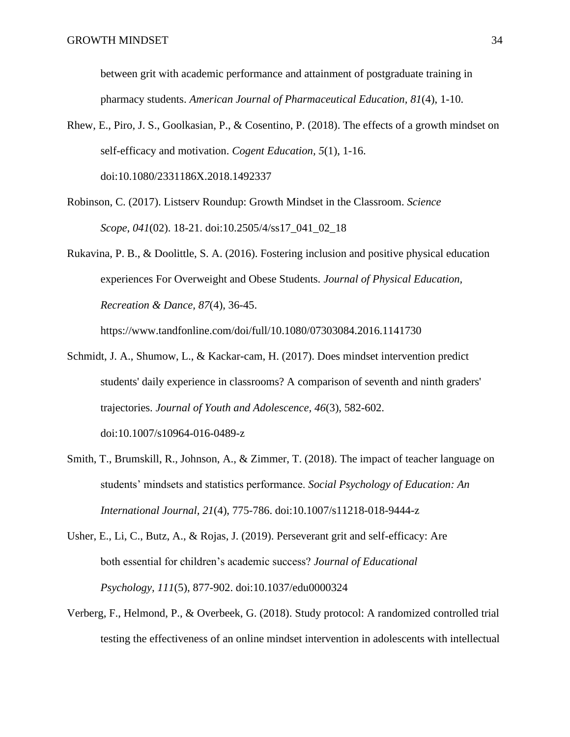between grit with academic performance and attainment of postgraduate training in pharmacy students. *American Journal of Pharmaceutical Education, 81*(4), 1-10.

Rhew, E., Piro, J. S., Goolkasian, P., & Cosentino, P. (2018). The effects of a growth mindset on self-efficacy and motivation. *Cogent Education, 5*(1), 1-16. doi:10.1080/2331186X.2018.1492337

Robinson, C. (2017). Listserv Roundup: Growth Mindset in the Classroom. *Science Scope*, *041*(02). 18-21. doi:10.2505/4/ss17_041_02_18

Rukavina, P. B., & Doolittle, S. A. (2016). Fostering inclusion and positive physical education experiences For Overweight and Obese Students. *Journal of Physical Education, Recreation & Dance*, *87*(4), 36-45. https://www.tandfonline.com/doi/full/10.1080/07303084.2016.1141730

Schmidt, J. A., Shumow, L., & Kackar-cam, H. (2017). Does mindset intervention predict students' daily experience in classrooms? A comparison of seventh and ninth graders' trajectories. *Journal of Youth and Adolescence, 46*(3), 582-602. doi:10.1007/s10964-016-0489-z

Smith, T., Brumskill, R., Johnson, A., & Zimmer, T. (2018). The impact of teacher language on students' mindsets and statistics performance. *Social Psychology of Education: An International Journal, 21*(4), 775-786. doi:10.1007/s11218-018-9444-z

Usher, E., Li, C., Butz, A., & Rojas, J. (2019). Perseverant grit and self-efficacy: Are both essential for children's academic success? *Journal of Educational Psychology, 111*(5), 877-902. doi:10.1037/edu0000324

Verberg, F., Helmond, P., & Overbeek, G. (2018). Study protocol: A randomized controlled trial testing the effectiveness of an online mindset intervention in adolescents with intellectual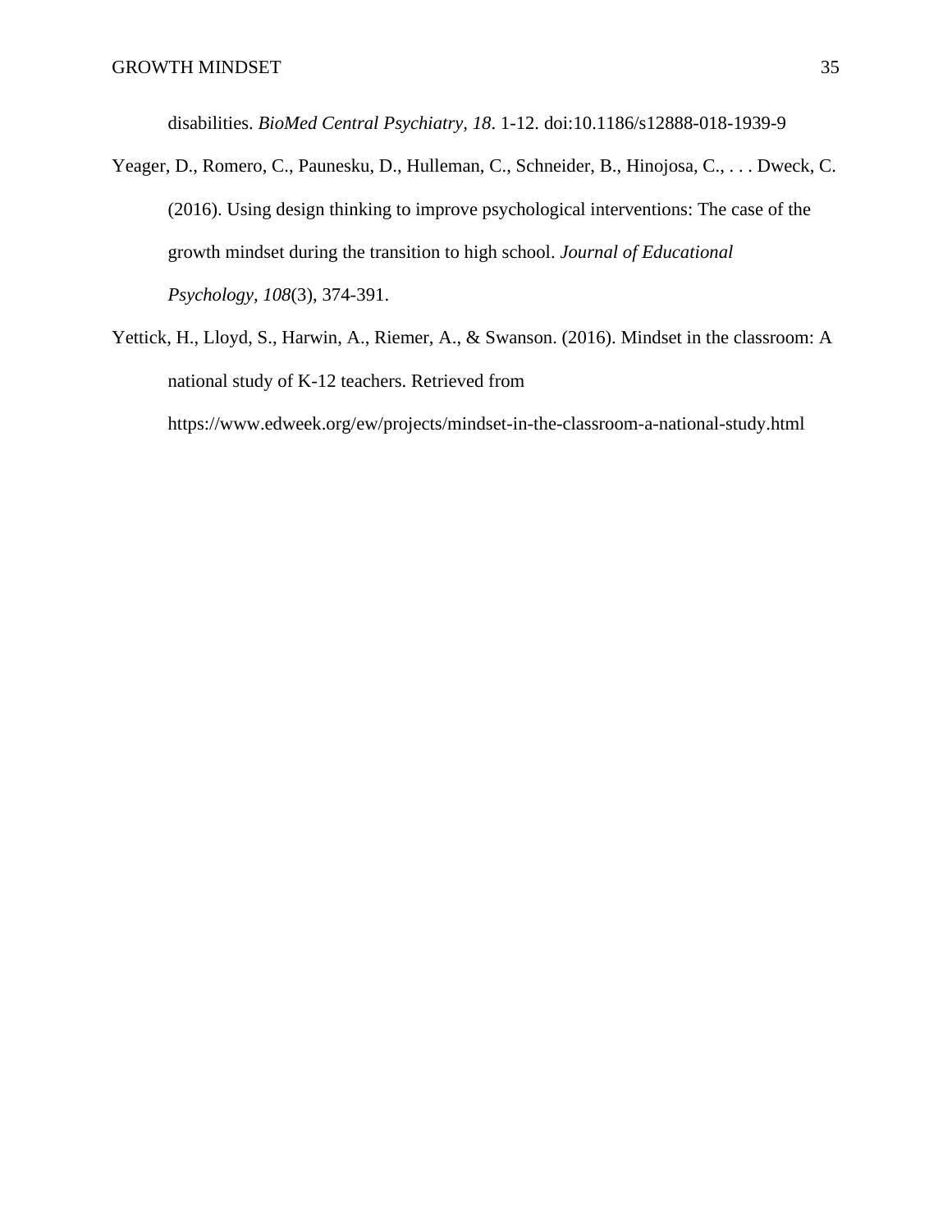disabilities. *BioMed Central Psychiatry, 18*. 1-12. doi:10.1186/s12888-018-1939-9

Yeager, D., Romero, C., Paunesku, D., Hulleman, C., Schneider, B., Hinojosa, C., . . . Dweck, C. (2016). Using design thinking to improve psychological interventions: The case of the growth mindset during the transition to high school. *Journal of Educational Psychology, 108*(3), 374-391.

Yettick, H., Lloyd, S., Harwin, A., Riemer, A., & Swanson. (2016). Mindset in the classroom: A national study of K-12 teachers. Retrieved from https://www.edweek.org/ew/projects/mindset-in-the-classroom-a-national-study.html